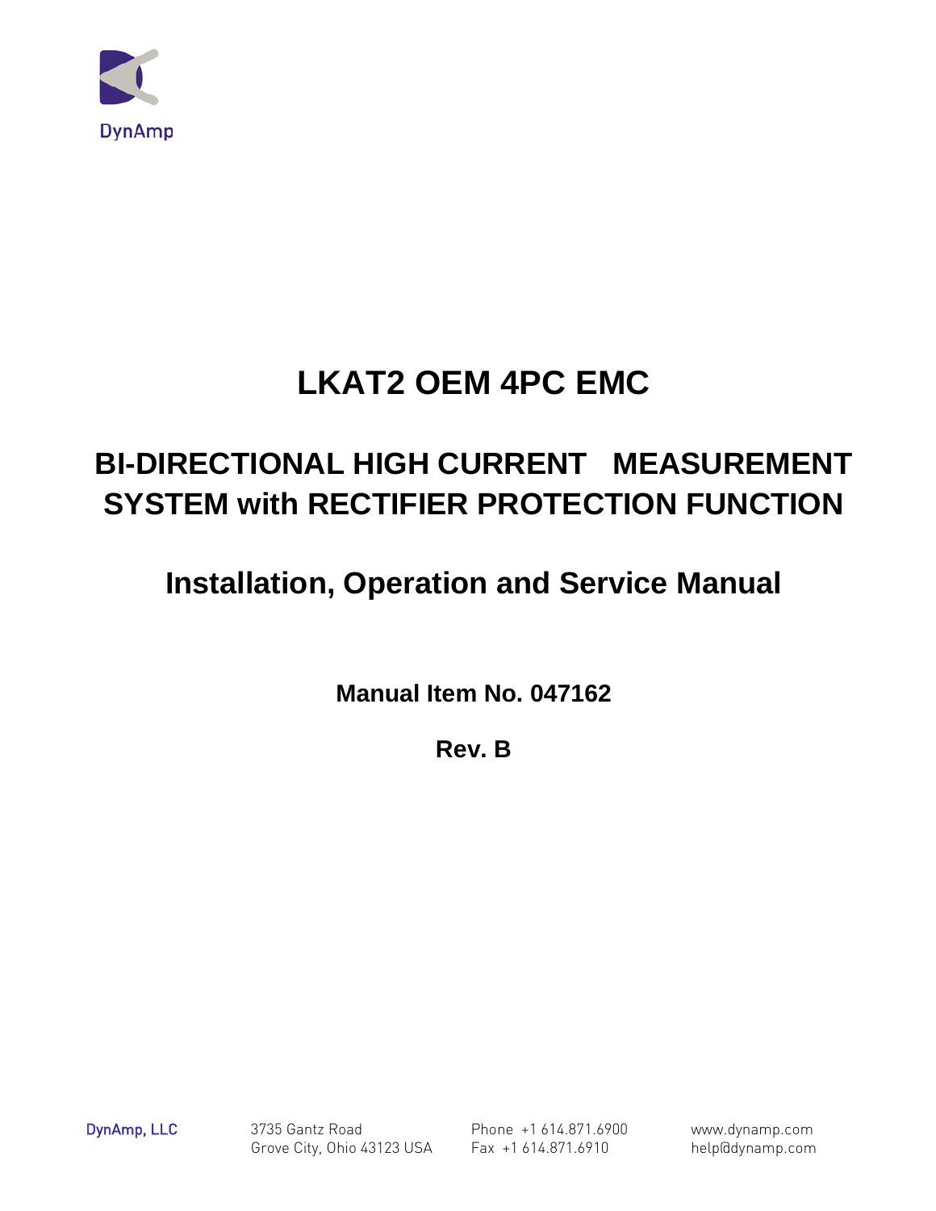DynAmp

# LKAT2 OEM 4PC EMC

## BI-DIRECTIONAL HIGH CURRENT MEASUREMENT SYSTEM with RECTIFIER PROTECTION FUNCTION

## Installation, Operation and Service Manual

**Manual Item No. 047162**

**Rev. B**

DynAmp, LLC

3735 Gantz Road
Grove City, Ohio 43123 USA

Phone +1 614.871.6900
Fax +1 614.871.6910

www.dynamp.com
help@dynamp.com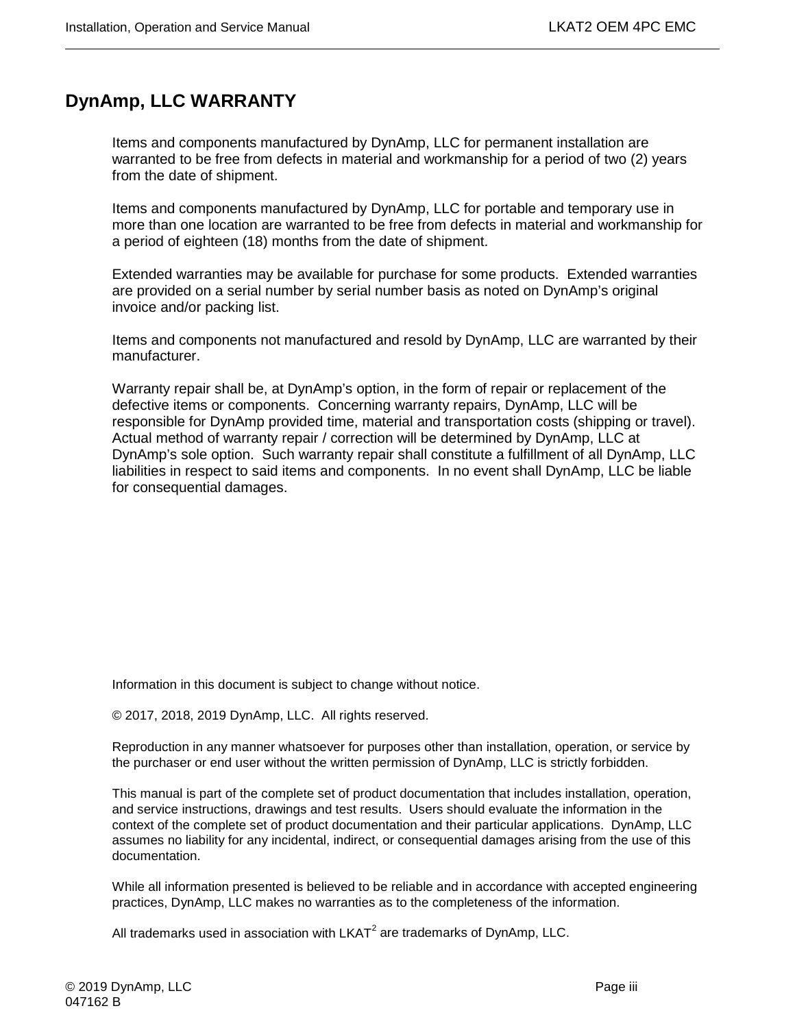# DynAmp, LLC WARRANTY

Items and components manufactured by DynAmp, LLC for permanent installation are warranted to be free from defects in material and workmanship for a period of two (2) years from the date of shipment.

Items and components manufactured by DynAmp, LLC for portable and temporary use in more than one location are warranted to be free from defects in material and workmanship for a period of eighteen (18) months from the date of shipment.

Extended warranties may be available for purchase for some products. Extended warranties are provided on a serial number by serial number basis as noted on DynAmp's original invoice and/or packing list.

Items and components not manufactured and resold by DynAmp, LLC are warranted by their manufacturer.

Warranty repair shall be, at DynAmp's option, in the form of repair or replacement of the defective items or components. Concerning warranty repairs, DynAmp, LLC will be responsible for DynAmp provided time, material and transportation costs (shipping or travel). Actual method of warranty repair / correction will be determined by DynAmp, LLC at DynAmp's sole option. Such warranty repair shall constitute a fulfillment of all DynAmp, LLC liabilities in respect to said items and components. In no event shall DynAmp, LLC be liable for consequential damages.

Information in this document is subject to change without notice.

© 2017, 2018, 2019 DynAmp, LLC. All rights reserved.

Reproduction in any manner whatsoever for purposes other than installation, operation, or service by the purchaser or end user without the written permission of DynAmp, LLC is strictly forbidden.

This manual is part of the complete set of product documentation that includes installation, operation, and service instructions, drawings and test results. Users should evaluate the information in the context of the complete set of product documentation and their particular applications. DynAmp, LLC assumes no liability for any incidental, indirect, or consequential damages arising from the use of this documentation.

While all information presented is believed to be reliable and in accordance with accepted engineering practices, DynAmp, LLC makes no warranties as to the completeness of the information.

All trademarks used in association with LKAT$^2$ are trademarks of DynAmp, LLC.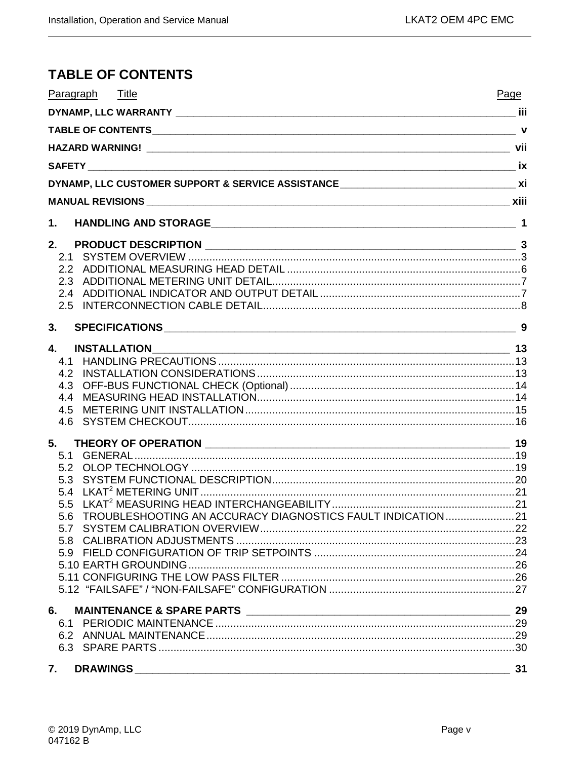# TABLE OF CONTENTS

| Paragraph | Title | Page |
|---|---|---|
| | DYNAMP, LLC WARRANTY | iii |
| | TABLE OF CONTENTS | v |
| | HAZARD WARNING! | vii |
| | SAFETY | ix |
| | DYNAMP, LLC CUSTOMER SUPPORT & SERVICE ASSISTANCE | xi |
| | MANUAL REVISIONS | xiii |
| 1. | HANDLING AND STORAGE | 1 |
| 2. | PRODUCT DESCRIPTION | 3 |
| 2.1 | SYSTEM OVERVIEW | 3 |
| 2.2 | ADDITIONAL MEASURING HEAD DETAIL | 6 |
| 2.3 | ADDITIONAL METERING UNIT DETAIL | 7 |
| 2.4 | ADDITIONAL INDICATOR AND OUTPUT DETAIL | 7 |
| 2.5 | INTERCONNECTION CABLE DETAIL | 8 |
| 3. | SPECIFICATIONS | 9 |
| 4. | INSTALLATION | 13 |
| 4.1 | HANDLING PRECAUTIONS | 13 |
| 4.2 | INSTALLATION CONSIDERATIONS | 13 |
| 4.3 | OFF-BUS FUNCTIONAL CHECK (Optional) | 14 |
| 4.4 | MEASURING HEAD INSTALLATION | 14 |
| 4.5 | METERING UNIT INSTALLATION | 15 |
| 4.6 | SYSTEM CHECKOUT | 16 |
| 5. | THEORY OF OPERATION | 19 |
| 5.1 | GENERAL | 19 |
| 5.2 | OLOP TECHNOLOGY | 19 |
| 5.3 | SYSTEM FUNCTIONAL DESCRIPTION | 20 |
| 5.4 | LKAT[2] METERING UNIT | 21 |
| 5.5 | LKAT[2] MEASURING HEAD INTERCHANGEABILITY | 21 |
| 5.6 | TROUBLESHOOTING AN ACCURACY DIAGNOSTICS FAULT INDICATION | 21 |
| 5.7 | SYSTEM CALIBRATION OVERVIEW | 22 |
| 5.8 | CALIBRATION ADJUSTMENTS | 23 |
| 5.9 | FIELD CONFIGURATION OF TRIP SETPOINTS | 24 |
| 5.10 | EARTH GROUNDING | 26 |
| 5.11 | CONFIGURING THE LOW PASS FILTER | 26 |
| 5.12 | "FAILSAFE" / "NON-FAILSAFE" CONFIGURATION | 27 |
| 6. | MAINTENANCE & SPARE PARTS | 29 |
| 6.1 | PERIODIC MAINTENANCE | 29 |
| 6.2 | ANNUAL MAINTENANCE | 29 |
| 6.3 | SPARE PARTS | 30 |
| 7. | DRAWINGS | 31 |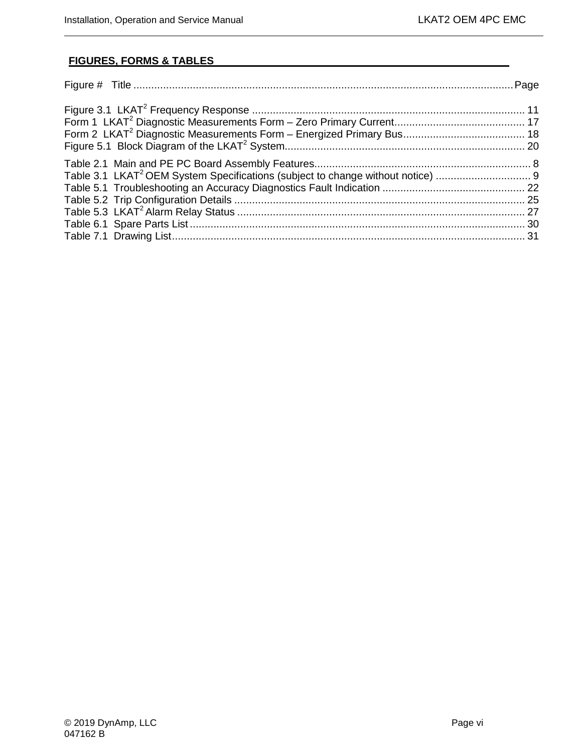## FIGURES, FORMS & TABLES

Figure #   Title .............................................................................................................................Page

Figure 3.1  LKAT$^2$ Frequency Response ........................................................................................... 11
Form 1  LKAT$^2$ Diagnostic Measurements Form – Zero Primary Current............................................ 17
Form 2  LKAT$^2$ Diagnostic Measurements Form – Energized Primary Bus......................................... 18
Figure 5.1  Block Diagram of the LKAT$^2$ System................................................................................ 20

Table 2.1  Main and PE PC Board Assembly Features........................................................................ 8
Table 3.1  LKAT$^2$ OEM System Specifications (subject to change without notice) ................................ 9
Table 5.1  Troubleshooting an Accuracy Diagnostics Fault Indication ............................................... 22
Table 5.2  Trip Configuration Details ................................................................................................. 25
Table 5.3  LKAT$^2$ Alarm Relay Status ................................................................................................ 27
Table 6.1  Spare Parts List ................................................................................................................ 30
Table 7.1  Drawing List...................................................................................................................... 31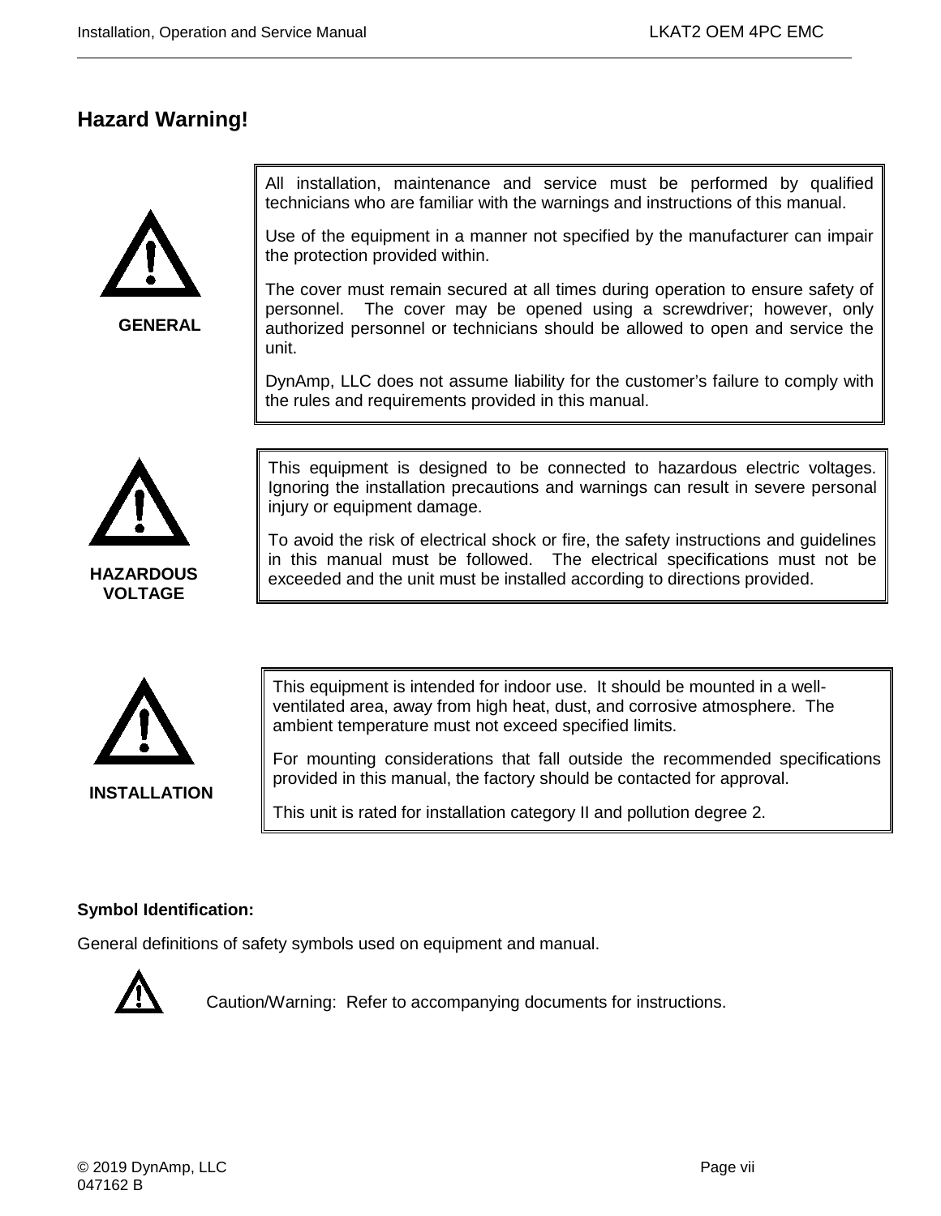## Hazard Warning!

**GENERAL**

All installation, maintenance and service must be performed by qualified technicians who are familiar with the warnings and instructions of this manual.

Use of the equipment in a manner not specified by the manufacturer can impair the protection provided within.

The cover must remain secured at all times during operation to ensure safety of personnel. The cover may be opened using a screwdriver; however, only authorized personnel or technicians should be allowed to open and service the unit.

DynAmp, LLC does not assume liability for the customer's failure to comply with the rules and requirements provided in this manual.

**HAZARDOUS VOLTAGE**

This equipment is designed to be connected to hazardous electric voltages. Ignoring the installation precautions and warnings can result in severe personal injury or equipment damage.

To avoid the risk of electrical shock or fire, the safety instructions and guidelines in this manual must be followed. The electrical specifications must not be exceeded and the unit must be installed according to directions provided.

**INSTALLATION**

This equipment is intended for indoor use. It should be mounted in a well-ventilated area, away from high heat, dust, and corrosive atmosphere. The ambient temperature must not exceed specified limits.

For mounting considerations that fall outside the recommended specifications provided in this manual, the factory should be contacted for approval.

This unit is rated for installation category II and pollution degree 2.

**Symbol Identification:**

General definitions of safety symbols used on equipment and manual.

Caution/Warning: Refer to accompanying documents for instructions.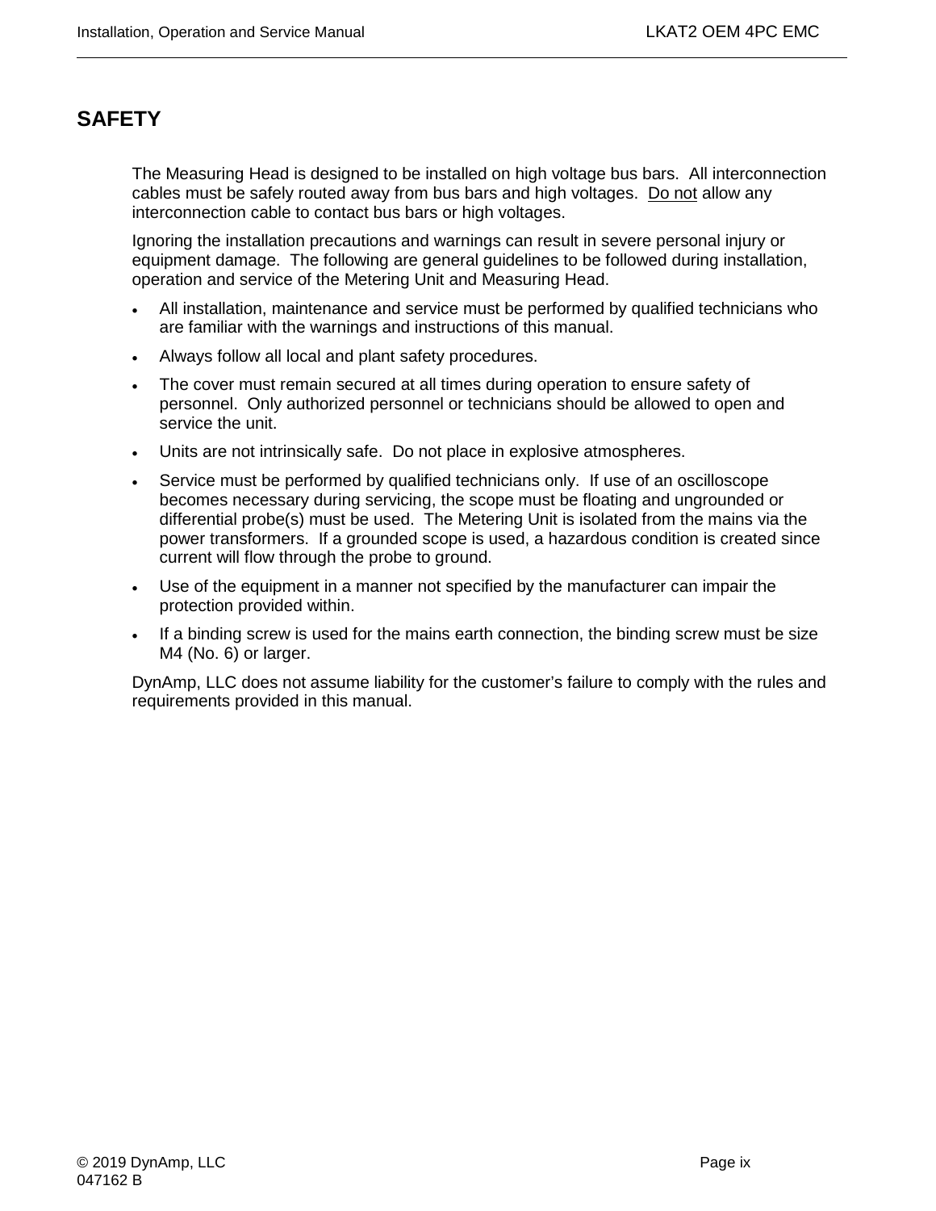# SAFETY

The Measuring Head is designed to be installed on high voltage bus bars. All interconnection cables must be safely routed away from bus bars and high voltages. <u>Do not</u> allow any interconnection cable to contact bus bars or high voltages.

Ignoring the installation precautions and warnings can result in severe personal injury or equipment damage. The following are general guidelines to be followed during installation, operation and service of the Metering Unit and Measuring Head.

- All installation, maintenance and service must be performed by qualified technicians who are familiar with the warnings and instructions of this manual.
- Always follow all local and plant safety procedures.
- The cover must remain secured at all times during operation to ensure safety of personnel. Only authorized personnel or technicians should be allowed to open and service the unit.
- Units are not intrinsically safe. Do not place in explosive atmospheres.
- Service must be performed by qualified technicians only. If use of an oscilloscope becomes necessary during servicing, the scope must be floating and ungrounded or differential probe(s) must be used. The Metering Unit is isolated from the mains via the power transformers. If a grounded scope is used, a hazardous condition is created since current will flow through the probe to ground.
- Use of the equipment in a manner not specified by the manufacturer can impair the protection provided within.
- If a binding screw is used for the mains earth connection, the binding screw must be size M4 (No. 6) or larger.

DynAmp, LLC does not assume liability for the customer's failure to comply with the rules and requirements provided in this manual.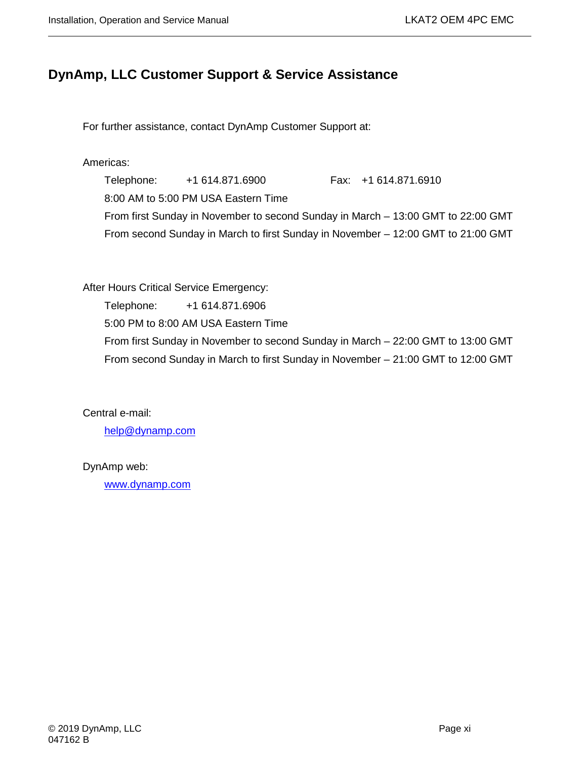# DynAmp, LLC Customer Support & Service Assistance

For further assistance, contact DynAmp Customer Support at:

Americas:

Telephone: +1 614.871.6900    Fax: +1 614.871.6910

8:00 AM to 5:00 PM USA Eastern Time

From first Sunday in November to second Sunday in March – 13:00 GMT to 22:00 GMT

From second Sunday in March to first Sunday in November – 12:00 GMT to 21:00 GMT

After Hours Critical Service Emergency:

Telephone: +1 614.871.6906

5:00 PM to 8:00 AM USA Eastern Time

From first Sunday in November to second Sunday in March – 22:00 GMT to 13:00 GMT

From second Sunday in March to first Sunday in November – 21:00 GMT to 12:00 GMT

Central e-mail:

help@dynamp.com

DynAmp web:

www.dynamp.com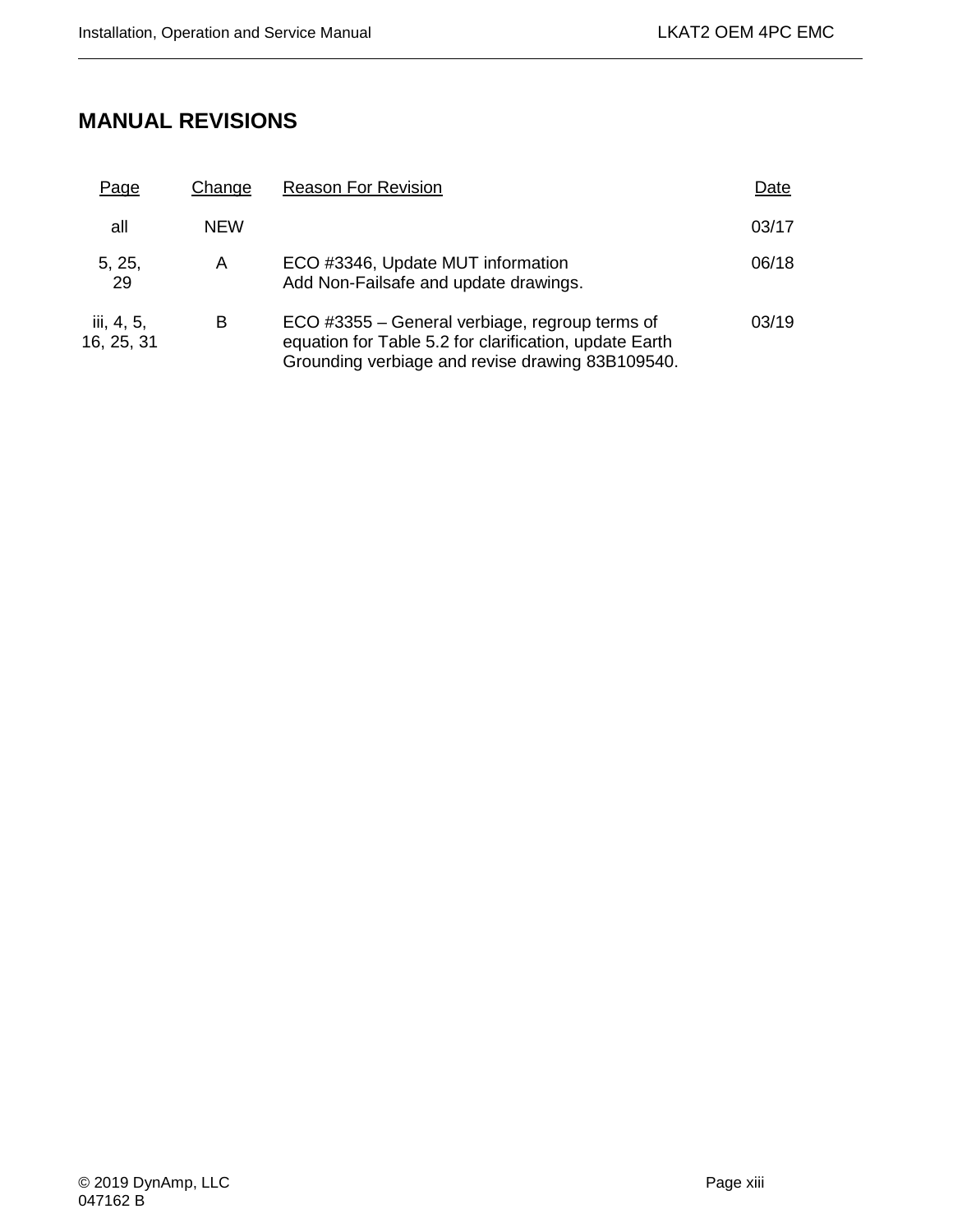# MANUAL REVISIONS

| Page | Change | Reason For Revision | Date |
|---|---|---|---|
| all | NEW | | 03/17 |
| 5, 25, 29 | A | ECO #3346, Update MUT information Add Non-Failsafe and update drawings. | 06/18 |
| iii, 4, 5, 16, 25, 31 | B | ECO #3355 – General verbiage, regroup terms of equation for Table 5.2 for clarification, update Earth Grounding verbiage and revise drawing 83B109540. | 03/19 |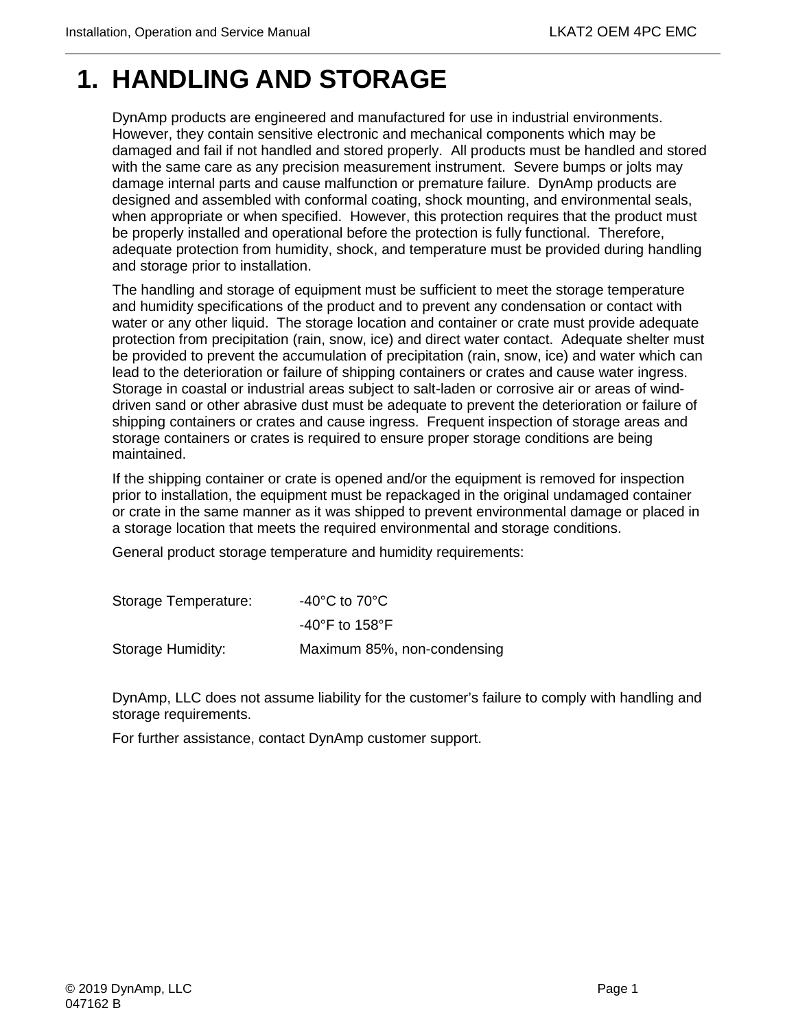# 1. HANDLING AND STORAGE

DynAmp products are engineered and manufactured for use in industrial environments. However, they contain sensitive electronic and mechanical components which may be damaged and fail if not handled and stored properly. All products must be handled and stored with the same care as any precision measurement instrument. Severe bumps or jolts may damage internal parts and cause malfunction or premature failure. DynAmp products are designed and assembled with conformal coating, shock mounting, and environmental seals, when appropriate or when specified. However, this protection requires that the product must be properly installed and operational before the protection is fully functional. Therefore, adequate protection from humidity, shock, and temperature must be provided during handling and storage prior to installation.

The handling and storage of equipment must be sufficient to meet the storage temperature and humidity specifications of the product and to prevent any condensation or contact with water or any other liquid. The storage location and container or crate must provide adequate protection from precipitation (rain, snow, ice) and direct water contact. Adequate shelter must be provided to prevent the accumulation of precipitation (rain, snow, ice) and water which can lead to the deterioration or failure of shipping containers or crates and cause water ingress. Storage in coastal or industrial areas subject to salt-laden or corrosive air or areas of wind-driven sand or other abrasive dust must be adequate to prevent the deterioration or failure of shipping containers or crates and cause ingress. Frequent inspection of storage areas and storage containers or crates is required to ensure proper storage conditions are being maintained.

If the shipping container or crate is opened and/or the equipment is removed for inspection prior to installation, the equipment must be repackaged in the original undamaged container or crate in the same manner as it was shipped to prevent environmental damage or placed in a storage location that meets the required environmental and storage conditions.

General product storage temperature and humidity requirements:

| | |
|---|---|
| Storage Temperature: | -40°C to 70°C |
| | -40°F to 158°F |
| Storage Humidity: | Maximum 85%, non-condensing |

DynAmp, LLC does not assume liability for the customer's failure to comply with handling and storage requirements.

For further assistance, contact DynAmp customer support.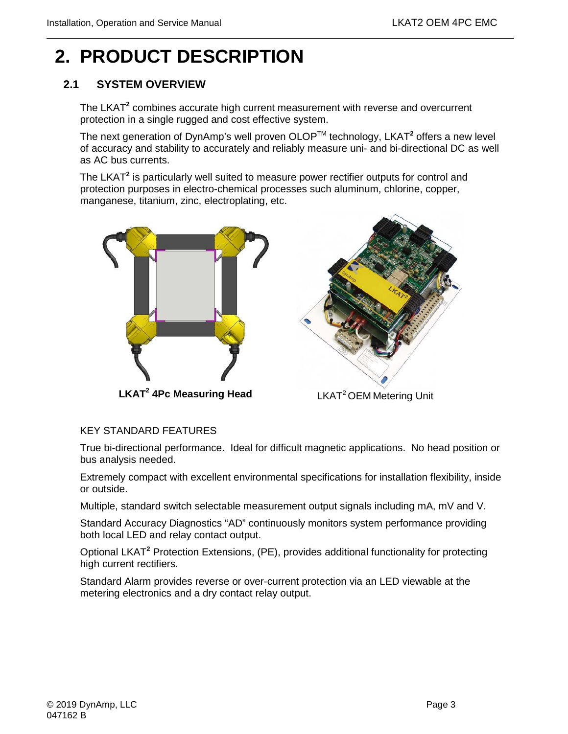# 2. PRODUCT DESCRIPTION

## 2.1 SYSTEM OVERVIEW

The LKAT² combines accurate high current measurement with reverse and overcurrent protection in a single rugged and cost effective system.

The next generation of DynAmp's well proven OLOP™ technology, LKAT² offers a new level of accuracy and stability to accurately and reliably measure uni- and bi-directional DC as well as AC bus currents.

The LKAT² is particularly well suited to measure power rectifier outputs for control and protection purposes in electro-chemical processes such aluminum, chlorine, copper, manganese, titanium, zinc, electroplating, etc.

**LKAT² 4Pc Measuring Head**

LKAT² OEM Metering Unit

KEY STANDARD FEATURES

True bi-directional performance. Ideal for difficult magnetic applications. No head position or bus analysis needed.

Extremely compact with excellent environmental specifications for installation flexibility, inside or outside.

Multiple, standard switch selectable measurement output signals including mA, mV and V.

Standard Accuracy Diagnostics "AD" continuously monitors system performance providing both local LED and relay contact output.

Optional LKAT² Protection Extensions, (PE), provides additional functionality for protecting high current rectifiers.

Standard Alarm provides reverse or over-current protection via an LED viewable at the metering electronics and a dry contact relay output.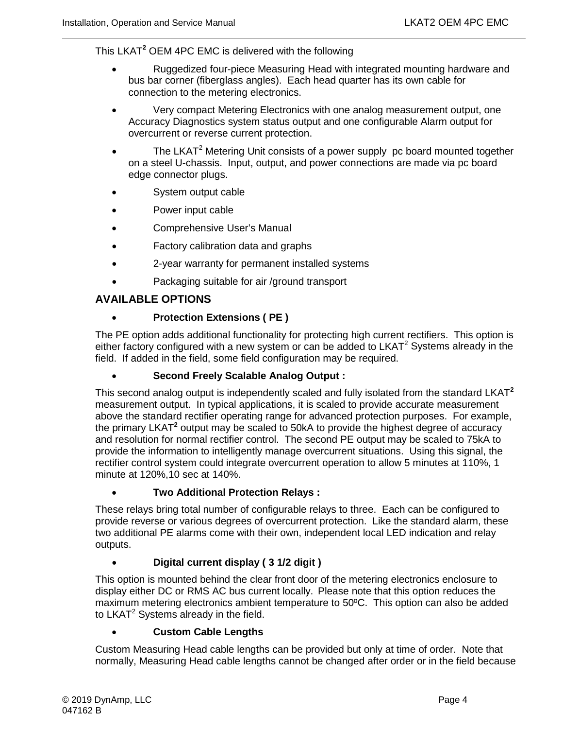This LKAT² OEM 4PC EMC is delivered with the following

- Ruggedized four-piece Measuring Head with integrated mounting hardware and bus bar corner (fiberglass angles). Each head quarter has its own cable for connection to the metering electronics.
- Very compact Metering Electronics with one analog measurement output, one Accuracy Diagnostics system status output and one configurable Alarm output for overcurrent or reverse current protection.
- The LKAT² Metering Unit consists of a power supply pc board mounted together on a steel U-chassis. Input, output, and power connections are made via pc board edge connector plugs.
- System output cable
- Power input cable
- Comprehensive User's Manual
- Factory calibration data and graphs
- 2-year warranty for permanent installed systems
- Packaging suitable for air /ground transport

## AVAILABLE OPTIONS

- **Protection Extensions ( PE )**

The PE option adds additional functionality for protecting high current rectifiers. This option is either factory configured with a new system or can be added to LKAT² Systems already in the field. If added in the field, some field configuration may be required.

- **Second Freely Scalable Analog Output :**

This second analog output is independently scaled and fully isolated from the standard LKAT² measurement output. In typical applications, it is scaled to provide accurate measurement above the standard rectifier operating range for advanced protection purposes. For example, the primary LKAT² output may be scaled to 50kA to provide the highest degree of accuracy and resolution for normal rectifier control. The second PE output may be scaled to 75kA to provide the information to intelligently manage overcurrent situations. Using this signal, the rectifier control system could integrate overcurrent operation to allow 5 minutes at 110%, 1 minute at 120%,10 sec at 140%.

- **Two Additional Protection Relays :**

These relays bring total number of configurable relays to three. Each can be configured to provide reverse or various degrees of overcurrent protection. Like the standard alarm, these two additional PE alarms come with their own, independent local LED indication and relay outputs.

- **Digital current display ( 3 1/2 digit )**

This option is mounted behind the clear front door of the metering electronics enclosure to display either DC or RMS AC bus current locally. Please note that this option reduces the maximum metering electronics ambient temperature to 50ºC. This option can also be added to LKAT² Systems already in the field.

- **Custom Cable Lengths**

Custom Measuring Head cable lengths can be provided but only at time of order. Note that normally, Measuring Head cable lengths cannot be changed after order or in the field because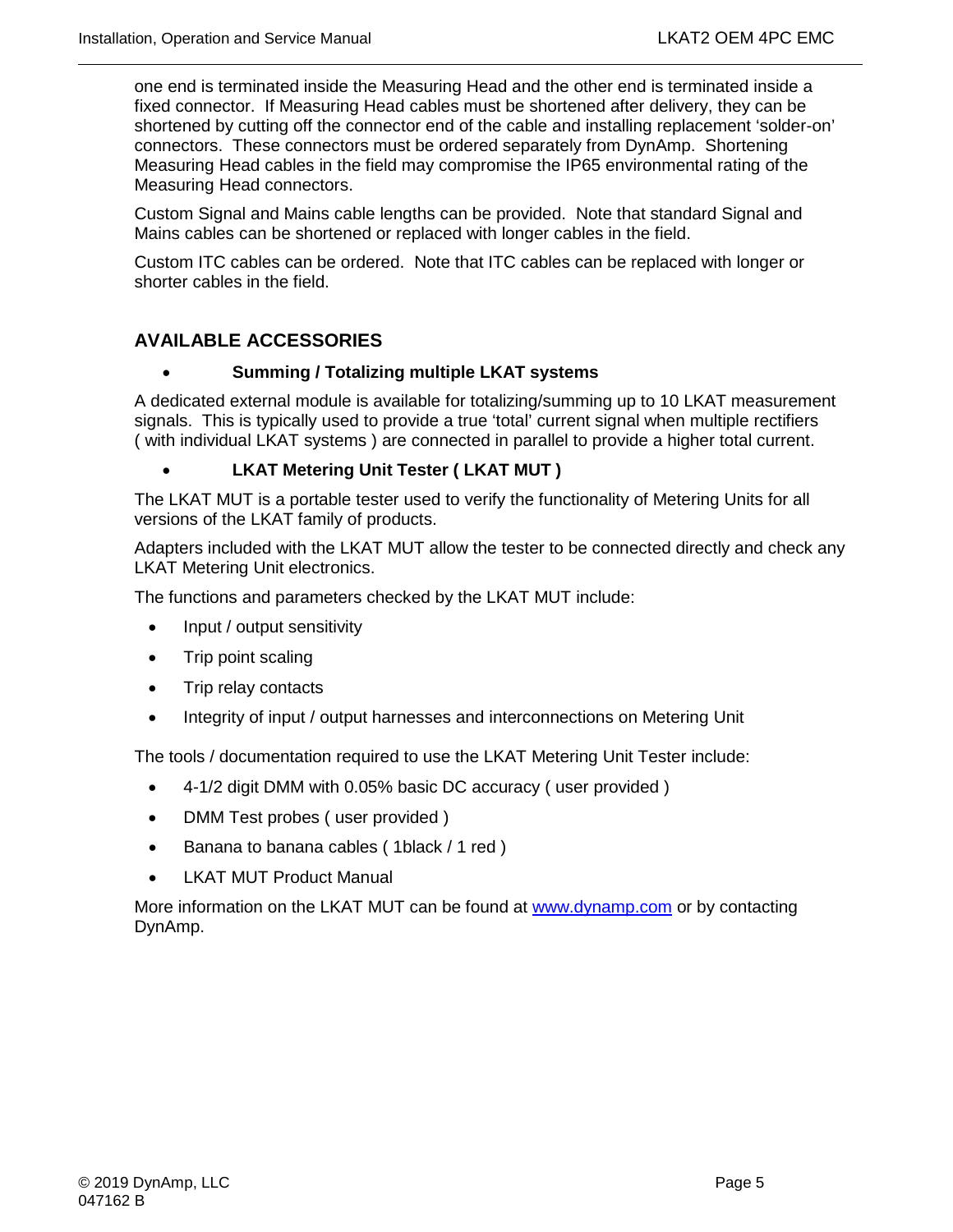one end is terminated inside the Measuring Head and the other end is terminated inside a fixed connector. If Measuring Head cables must be shortened after delivery, they can be shortened by cutting off the connector end of the cable and installing replacement 'solder-on' connectors. These connectors must be ordered separately from DynAmp. Shortening Measuring Head cables in the field may compromise the IP65 environmental rating of the Measuring Head connectors.

Custom Signal and Mains cable lengths can be provided. Note that standard Signal and Mains cables can be shortened or replaced with longer cables in the field.

Custom ITC cables can be ordered. Note that ITC cables can be replaced with longer or shorter cables in the field.

## AVAILABLE ACCESSORIES

- **Summing / Totalizing multiple LKAT systems**

A dedicated external module is available for totalizing/summing up to 10 LKAT measurement signals. This is typically used to provide a true 'total' current signal when multiple rectifiers ( with individual LKAT systems ) are connected in parallel to provide a higher total current.

- **LKAT Metering Unit Tester ( LKAT MUT )**

The LKAT MUT is a portable tester used to verify the functionality of Metering Units for all versions of the LKAT family of products.

Adapters included with the LKAT MUT allow the tester to be connected directly and check any LKAT Metering Unit electronics.

The functions and parameters checked by the LKAT MUT include:

- Input / output sensitivity
- Trip point scaling
- Trip relay contacts
- Integrity of input / output harnesses and interconnections on Metering Unit

The tools / documentation required to use the LKAT Metering Unit Tester include:

- 4-1/2 digit DMM with 0.05% basic DC accuracy ( user provided )
- DMM Test probes ( user provided )
- Banana to banana cables ( 1black / 1 red )
- LKAT MUT Product Manual

More information on the LKAT MUT can be found at [www.dynamp.com](http://www.dynamp.com) or by contacting DynAmp.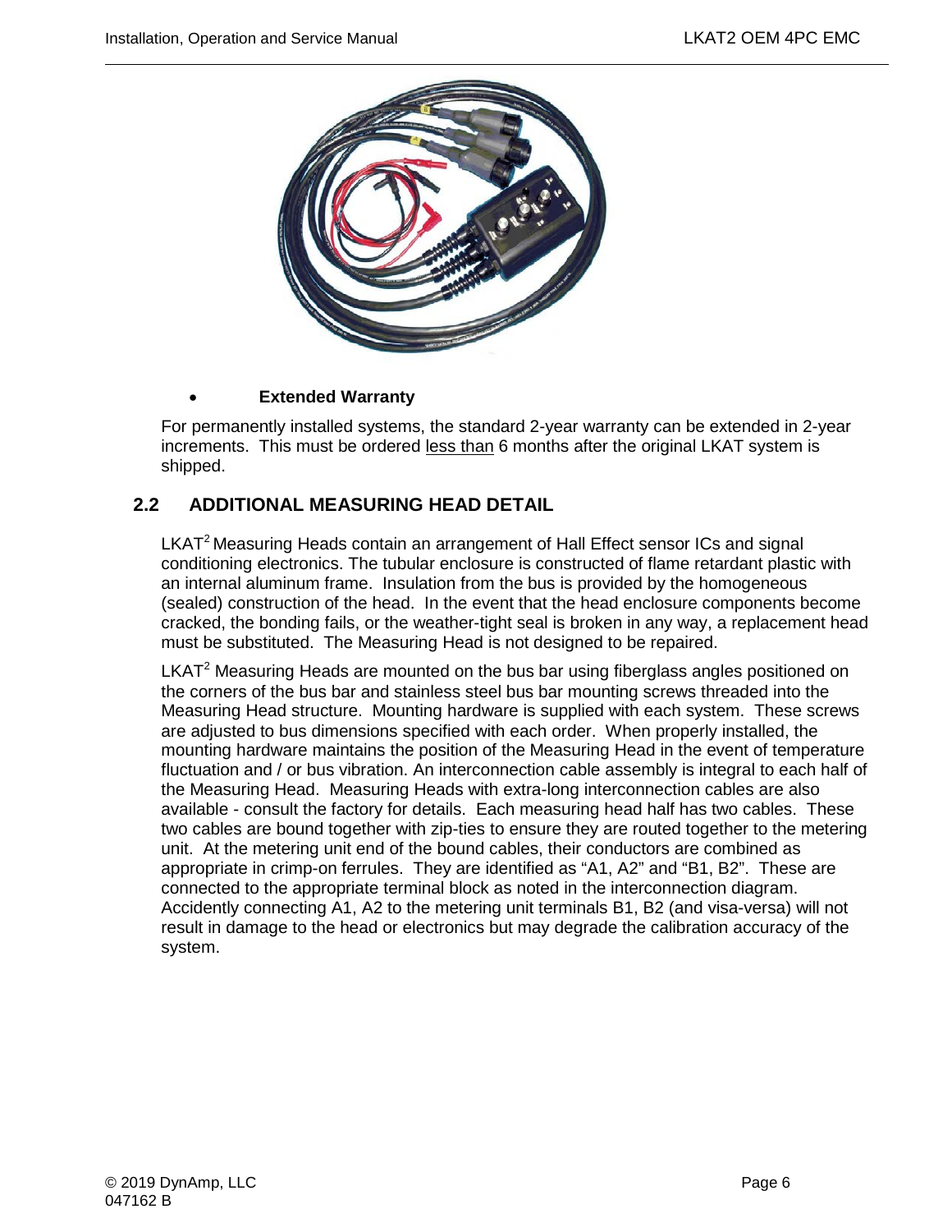- **Extended Warranty**

For permanently installed systems, the standard 2-year warranty can be extended in 2-year increments. This must be ordered less than 6 months after the original LKAT system is shipped.

## 2.2 ADDITIONAL MEASURING HEAD DETAIL

LKAT$^2$ Measuring Heads contain an arrangement of Hall Effect sensor ICs and signal conditioning electronics. The tubular enclosure is constructed of flame retardant plastic with an internal aluminum frame. Insulation from the bus is provided by the homogeneous (sealed) construction of the head. In the event that the head enclosure components become cracked, the bonding fails, or the weather-tight seal is broken in any way, a replacement head must be substituted. The Measuring Head is not designed to be repaired.

LKAT$^2$ Measuring Heads are mounted on the bus bar using fiberglass angles positioned on the corners of the bus bar and stainless steel bus bar mounting screws threaded into the Measuring Head structure. Mounting hardware is supplied with each system. These screws are adjusted to bus dimensions specified with each order. When properly installed, the mounting hardware maintains the position of the Measuring Head in the event of temperature fluctuation and / or bus vibration. An interconnection cable assembly is integral to each half of the Measuring Head. Measuring Heads with extra-long interconnection cables are also available - consult the factory for details. Each measuring head half has two cables. These two cables are bound together with zip-ties to ensure they are routed together to the metering unit. At the metering unit end of the bound cables, their conductors are combined as appropriate in crimp-on ferrules. They are identified as “A1, A2” and “B1, B2”. These are connected to the appropriate terminal block as noted in the interconnection diagram. Accidently connecting A1, A2 to the metering unit terminals B1, B2 (and visa-versa) will not result in damage to the head or electronics but may degrade the calibration accuracy of the system.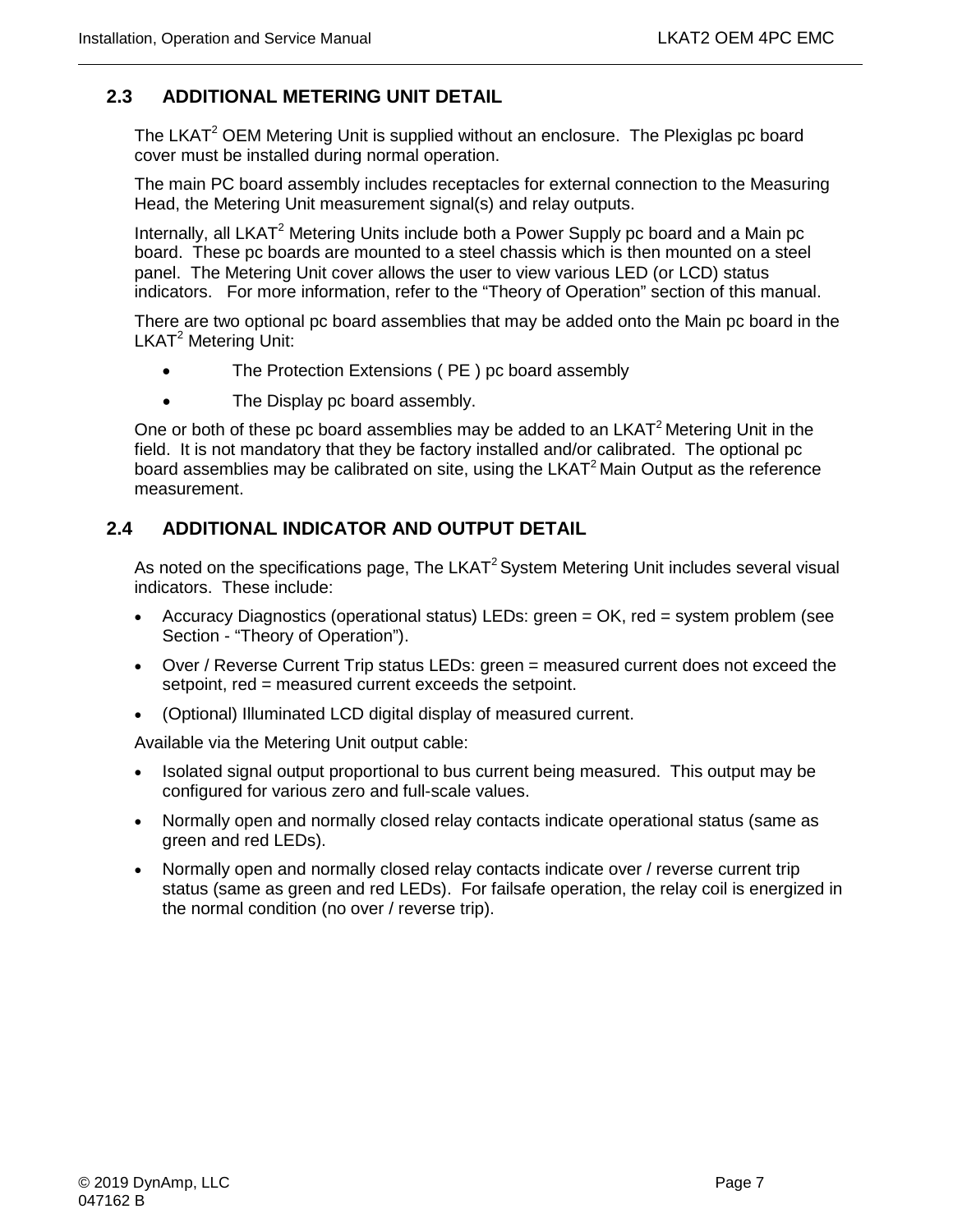## 2.3 ADDITIONAL METERING UNIT DETAIL

The LKAT$^2$ OEM Metering Unit is supplied without an enclosure. The Plexiglas pc board cover must be installed during normal operation.

The main PC board assembly includes receptacles for external connection to the Measuring Head, the Metering Unit measurement signal(s) and relay outputs.

Internally, all LKAT$^2$ Metering Units include both a Power Supply pc board and a Main pc board. These pc boards are mounted to a steel chassis which is then mounted on a steel panel. The Metering Unit cover allows the user to view various LED (or LCD) status indicators. For more information, refer to the "Theory of Operation" section of this manual.

There are two optional pc board assemblies that may be added onto the Main pc board in the LKAT$^2$ Metering Unit:

- The Protection Extensions ( PE ) pc board assembly
- The Display pc board assembly.

One or both of these pc board assemblies may be added to an LKAT$^2$ Metering Unit in the field. It is not mandatory that they be factory installed and/or calibrated. The optional pc board assemblies may be calibrated on site, using the LKAT$^2$ Main Output as the reference measurement.

## 2.4 ADDITIONAL INDICATOR AND OUTPUT DETAIL

As noted on the specifications page, The LKAT$^2$ System Metering Unit includes several visual indicators. These include:

- Accuracy Diagnostics (operational status) LEDs: green = OK, red = system problem (see Section - "Theory of Operation").
- Over / Reverse Current Trip status LEDs: green = measured current does not exceed the setpoint, red = measured current exceeds the setpoint.
- (Optional) Illuminated LCD digital display of measured current.

Available via the Metering Unit output cable:

- Isolated signal output proportional to bus current being measured. This output may be configured for various zero and full-scale values.
- Normally open and normally closed relay contacts indicate operational status (same as green and red LEDs).
- Normally open and normally closed relay contacts indicate over / reverse current trip status (same as green and red LEDs). For failsafe operation, the relay coil is energized in the normal condition (no over / reverse trip).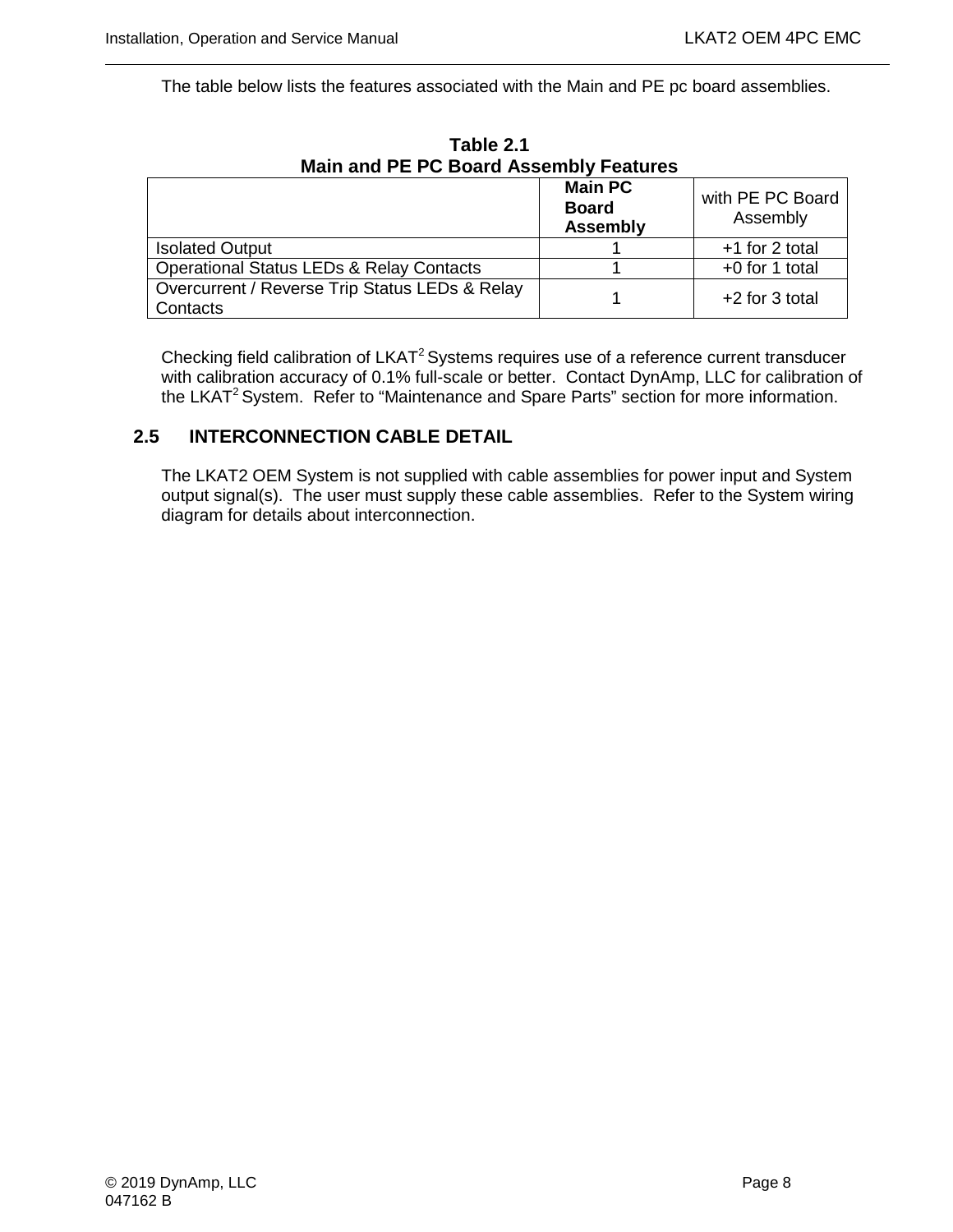The table below lists the features associated with the Main and PE pc board assemblies.

**Table 2.1**
**Main and PE PC Board Assembly Features**

| | **Main PC Board Assembly** | with PE PC Board Assembly |
|---|---|---|
| Isolated Output | 1 | +1 for 2 total |
| Operational Status LEDs & Relay Contacts | 1 | +0 for 1 total |
| Overcurrent / Reverse Trip Status LEDs & Relay Contacts | 1 | +2 for 3 total |

Checking field calibration of LKAT$^2$ Systems requires use of a reference current transducer with calibration accuracy of 0.1% full-scale or better. Contact DynAmp, LLC for calibration of the LKAT$^2$ System. Refer to "Maintenance and Spare Parts" section for more information.

## 2.5 INTERCONNECTION CABLE DETAIL

The LKAT2 OEM System is not supplied with cable assemblies for power input and System output signal(s). The user must supply these cable assemblies. Refer to the System wiring diagram for details about interconnection.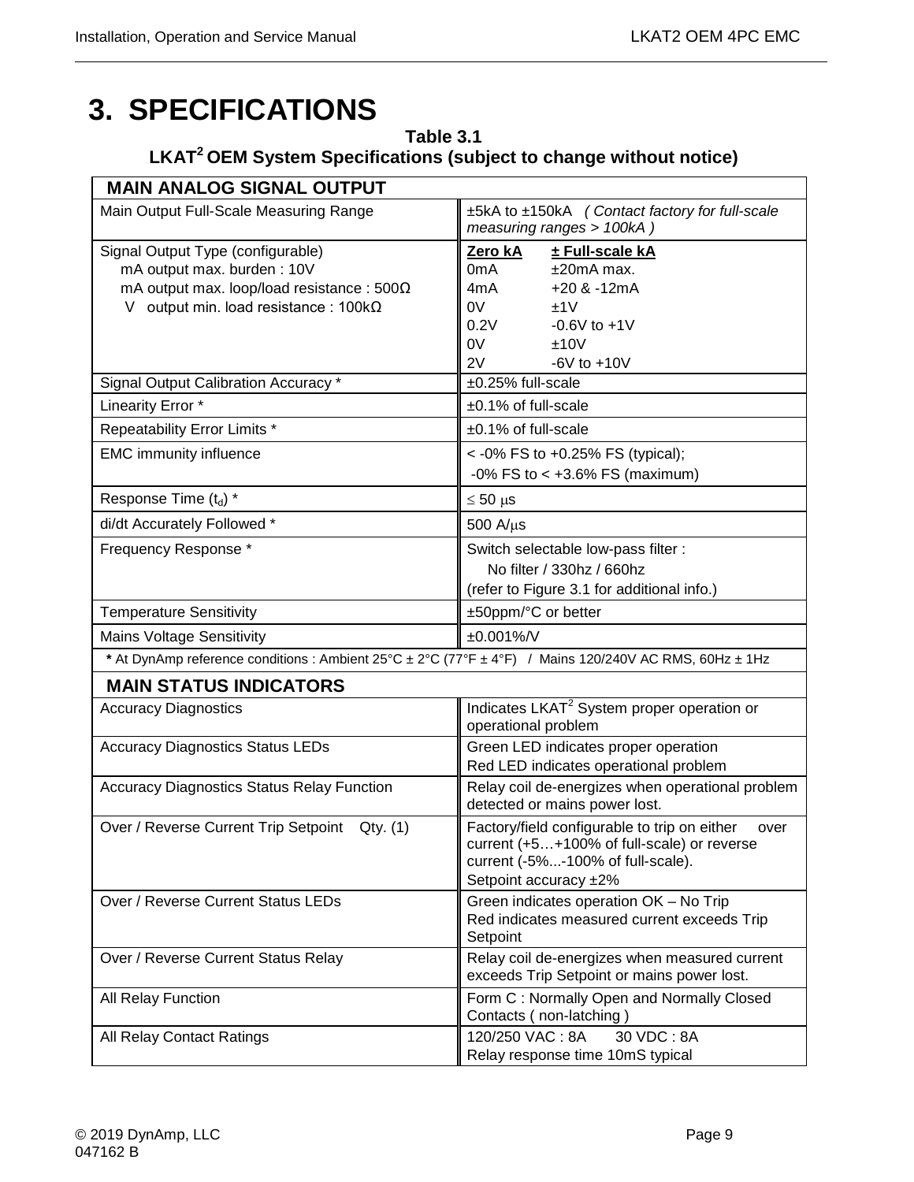# 3. SPECIFICATIONS

**Table 3.1**
**LKAT[2] OEM System Specifications (subject to change without notice)**

| **MAIN ANALOG SIGNAL OUTPUT** | |
|---|---|
| Main Output Full-Scale Measuring Range | ±5kA to ±150kA *( Contact factory for full-scale measuring ranges > 100kA )* |
| Signal Output Type (configurable)<br>mA output max. burden : 10V<br>mA output max. loop/load resistance : 500Ω<br>V output min. load resistance : 100kΩ | **Zero kA** / **± Full-scale kA**<br>0mA / ±20mA max.<br>4mA / +20 & -12mA<br>0V / ±1V<br>0.2V / -0.6V to +1V<br>0V / ±10V<br>2V / -6V to +10V |
| Signal Output Calibration Accuracy * | ±0.25% full-scale |
| Linearity Error * | ±0.1% of full-scale |
| Repeatability Error Limits * | ±0.1% of full-scale |
| EMC immunity influence | < -0% FS to +0.25% FS (typical);<br>-0% FS to < +3.6% FS (maximum) |
| Response Time ($t_d$) * | ≤ 50 µs |
| di/dt Accurately Followed * | 500 A/µs |
| Frequency Response * | Switch selectable low-pass filter :<br>No filter / 330hz / 660hz<br>(refer to Figure 3.1 for additional info.) |
| Temperature Sensitivity | ±50ppm/°C or better |
| Mains Voltage Sensitivity | ±0.001%/V |
| **\*** At DynAmp reference conditions : Ambient 25°C ± 2°C (77°F ± 4°F) / Mains 120/240V AC RMS, 60Hz ± 1Hz | |
| **MAIN STATUS INDICATORS** | |
| Accuracy Diagnostics | Indicates LKAT[2] System proper operation or operational problem |
| Accuracy Diagnostics Status LEDs | Green LED indicates proper operation<br>Red LED indicates operational problem |
| Accuracy Diagnostics Status Relay Function | Relay coil de-energizes when operational problem detected or mains power lost. |
| Over / Reverse Current Trip Setpoint Qty. (1) | Factory/field configurable to trip on either over current (+5…+100% of full-scale) or reverse current (-5%...-100% of full-scale).<br>Setpoint accuracy ±2% |
| Over / Reverse Current Status LEDs | Green indicates operation OK – No Trip<br>Red indicates measured current exceeds Trip Setpoint |
| Over / Reverse Current Status Relay | Relay coil de-energizes when measured current exceeds Trip Setpoint or mains power lost. |
| All Relay Function | Form C : Normally Open and Normally Closed Contacts ( non-latching ) |
| All Relay Contact Ratings | 120/250 VAC : 8A 30 VDC : 8A<br>Relay response time 10mS typical |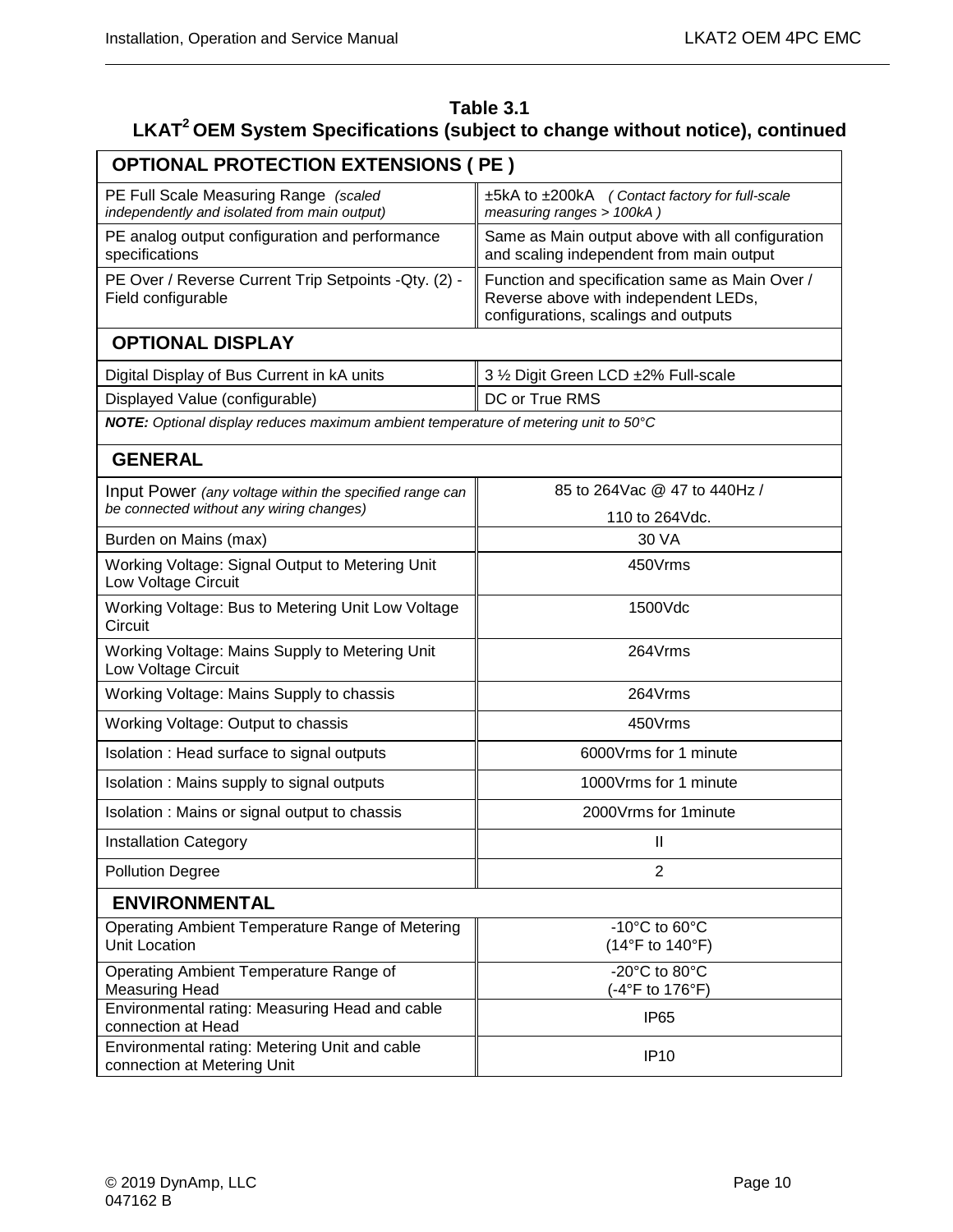**Table 3.1**
**LKAT[2] OEM System Specifications (subject to change without notice), continued**

| **OPTIONAL PROTECTION EXTENSIONS ( PE )** | |
|---|---|
| PE Full Scale Measuring Range *(scaled independently and isolated from main output)* | ±5kA to ±200kA *( Contact factory for full-scale measuring ranges > 100kA )* |
| PE analog output configuration and performance specifications | Same as Main output above with all configuration and scaling independent from main output |
| PE Over / Reverse Current Trip Setpoints -Qty. (2) - Field configurable | Function and specification same as Main Over / Reverse above with independent LEDs, configurations, scalings and outputs |
| **OPTIONAL DISPLAY** | |
| Digital Display of Bus Current in kA units | 3 ½ Digit Green LCD ±2% Full-scale |
| Displayed Value (configurable) | DC or True RMS |
| ***NOTE:*** *Optional display reduces maximum ambient temperature of metering unit to 50°C* | |
| **GENERAL** | |
| Input Power *(any voltage within the specified range can be connected without any wiring changes)* | 85 to 264Vac @ 47 to 440Hz / 110 to 264Vdc. |
| Burden on Mains (max) | 30 VA |
| Working Voltage: Signal Output to Metering Unit Low Voltage Circuit | 450Vrms |
| Working Voltage: Bus to Metering Unit Low Voltage Circuit | 1500Vdc |
| Working Voltage: Mains Supply to Metering Unit Low Voltage Circuit | 264Vrms |
| Working Voltage: Mains Supply to chassis | 264Vrms |
| Working Voltage: Output to chassis | 450Vrms |
| Isolation : Head surface to signal outputs | 6000Vrms for 1 minute |
| Isolation : Mains supply to signal outputs | 1000Vrms for 1 minute |
| Isolation : Mains or signal output to chassis | 2000Vrms for 1minute |
| Installation Category | II |
| Pollution Degree | 2 |
| **ENVIRONMENTAL** | |
| Operating Ambient Temperature Range of Metering Unit Location | -10°C to 60°C (14°F to 140°F) |
| Operating Ambient Temperature Range of Measuring Head | -20°C to 80°C (-4°F to 176°F) |
| Environmental rating: Measuring Head and cable connection at Head | IP65 |
| Environmental rating: Metering Unit and cable connection at Metering Unit | IP10 |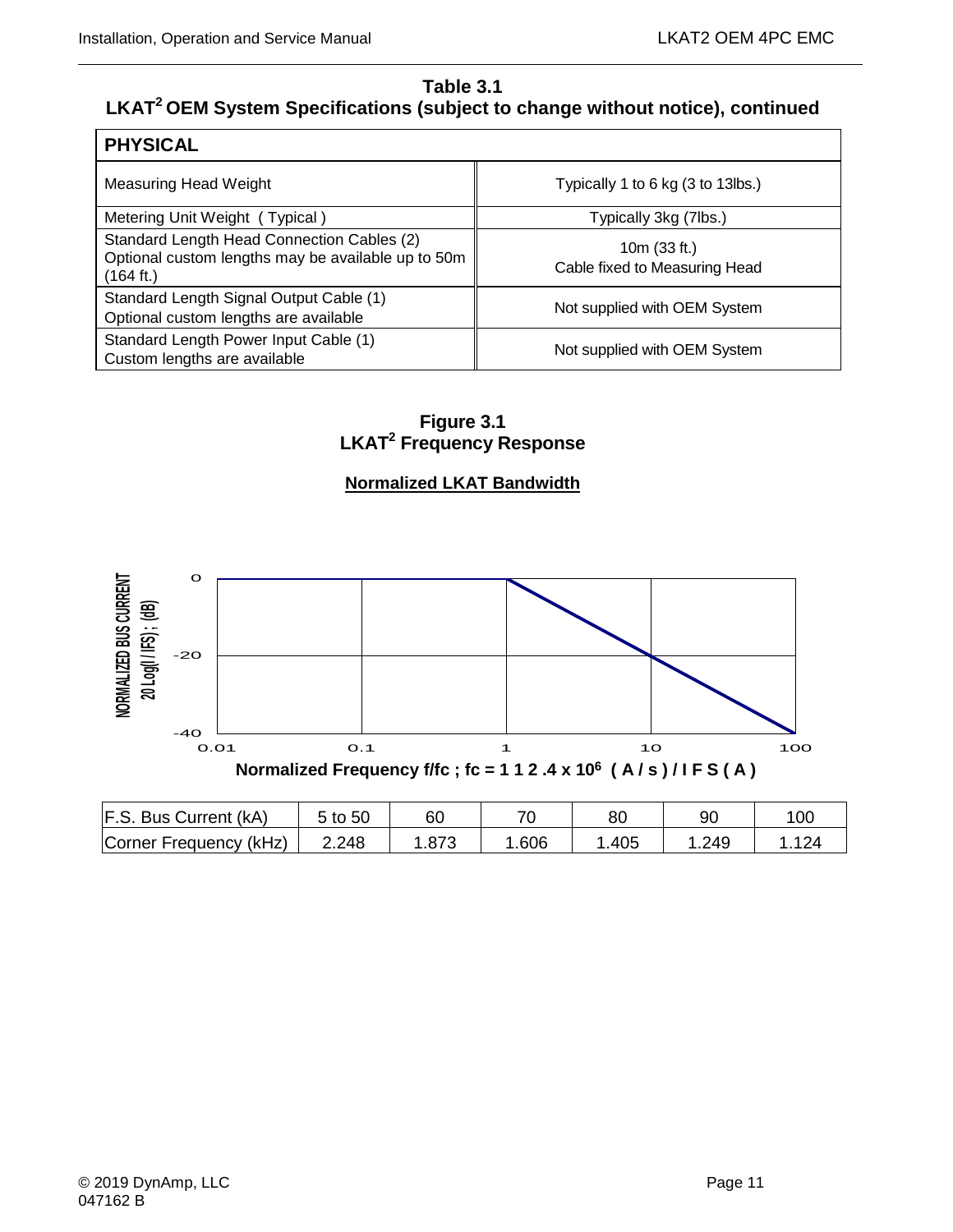**Table 3.1**
**LKAT² OEM System Specifications (subject to change without notice), continued**

| PHYSICAL | |
|---|---|
| Measuring Head Weight | Typically 1 to 6 kg (3 to 13lbs.) |
| Metering Unit Weight ( Typical ) | Typically 3kg (7lbs.) |
| Standard Length Head Connection Cables (2)<br>Optional custom lengths may be available up to 50m (164 ft.) | 10m (33 ft.)<br>Cable fixed to Measuring Head |
| Standard Length Signal Output Cable (1)<br>Optional custom lengths are available | Not supplied with OEM System |
| Standard Length Power Input Cable (1)<br>Custom lengths are available | Not supplied with OEM System |

**Figure 3.1**
**LKAT² Frequency Response**

**Normalized LKAT Bandwidth**

NORMALIZED BUS CURRENT 20 Log(I / IFS) ; (dB)

0, -20, -40

0.01, 0.1, 1, 10, 100

**Normalized Frequency f/fc ; fc = 1 1 2 .4 x 10⁶ ( A / s ) / I F S ( A )**

| F.S. Bus Current (kA) | 5 to 50 | 60 | 70 | 80 | 90 | 100 |
|---|---|---|---|---|---|---|
| Corner Frequency (kHz) | 2.248 | 1.873 | 1.606 | 1.405 | 1.249 | 1.124 |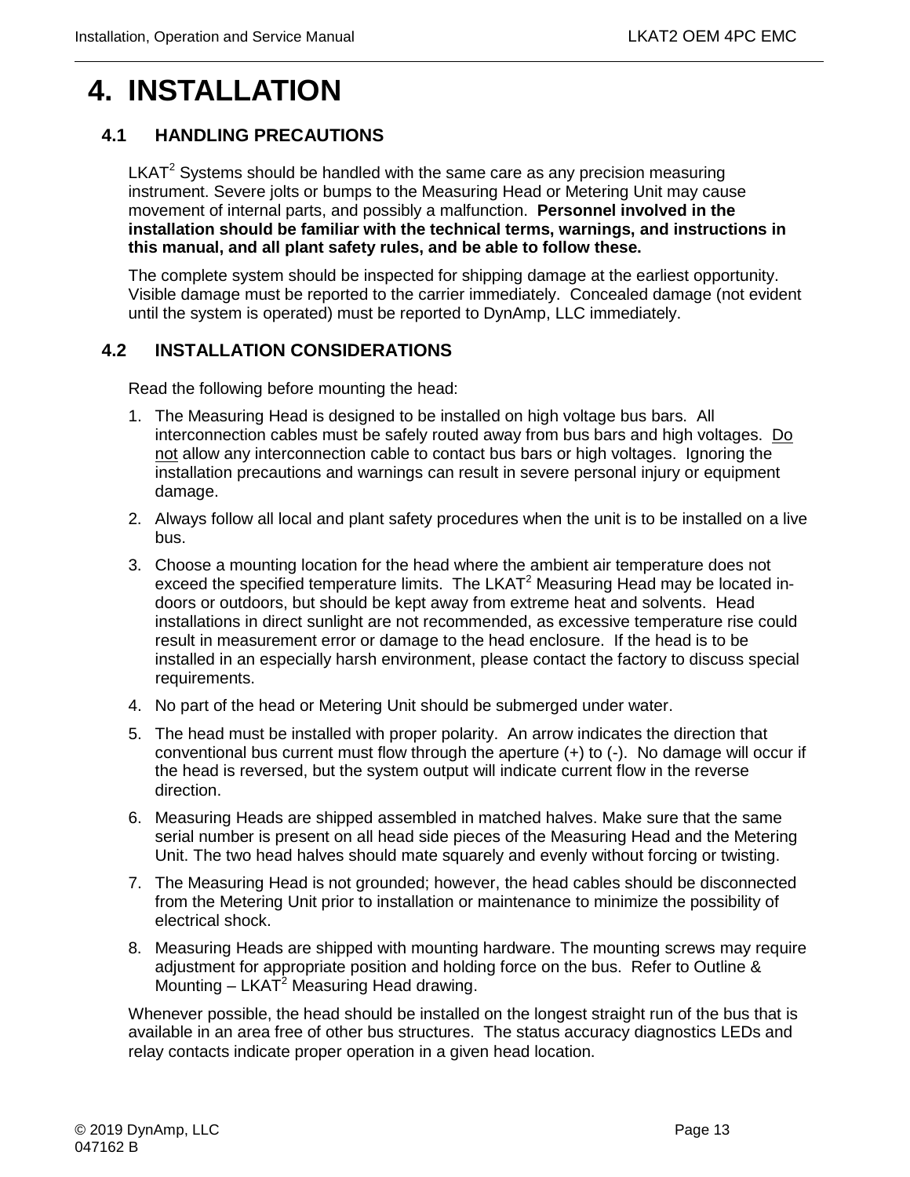# 4. INSTALLATION

## 4.1 HANDLING PRECAUTIONS

LKAT$^2$ Systems should be handled with the same care as any precision measuring instrument. Severe jolts or bumps to the Measuring Head or Metering Unit may cause movement of internal parts, and possibly a malfunction. **Personnel involved in the installation should be familiar with the technical terms, warnings, and instructions in this manual, and all plant safety rules, and be able to follow these.**

The complete system should be inspected for shipping damage at the earliest opportunity. Visible damage must be reported to the carrier immediately. Concealed damage (not evident until the system is operated) must be reported to DynAmp, LLC immediately.

## 4.2 INSTALLATION CONSIDERATIONS

Read the following before mounting the head:

1. The Measuring Head is designed to be installed on high voltage bus bars. All interconnection cables must be safely routed away from bus bars and high voltages. Do not allow any interconnection cable to contact bus bars or high voltages. Ignoring the installation precautions and warnings can result in severe personal injury or equipment damage.
2. Always follow all local and plant safety procedures when the unit is to be installed on a live bus.
3. Choose a mounting location for the head where the ambient air temperature does not exceed the specified temperature limits. The LKAT$^2$ Measuring Head may be located in-doors or outdoors, but should be kept away from extreme heat and solvents. Head installations in direct sunlight are not recommended, as excessive temperature rise could result in measurement error or damage to the head enclosure. If the head is to be installed in an especially harsh environment, please contact the factory to discuss special requirements.
4. No part of the head or Metering Unit should be submerged under water.
5. The head must be installed with proper polarity. An arrow indicates the direction that conventional bus current must flow through the aperture (+) to (-). No damage will occur if the head is reversed, but the system output will indicate current flow in the reverse direction.
6. Measuring Heads are shipped assembled in matched halves. Make sure that the same serial number is present on all head side pieces of the Measuring Head and the Metering Unit. The two head halves should mate squarely and evenly without forcing or twisting.
7. The Measuring Head is not grounded; however, the head cables should be disconnected from the Metering Unit prior to installation or maintenance to minimize the possibility of electrical shock.
8. Measuring Heads are shipped with mounting hardware. The mounting screws may require adjustment for appropriate position and holding force on the bus. Refer to Outline & Mounting – LKAT$^2$ Measuring Head drawing.

Whenever possible, the head should be installed on the longest straight run of the bus that is available in an area free of other bus structures. The status accuracy diagnostics LEDs and relay contacts indicate proper operation in a given head location.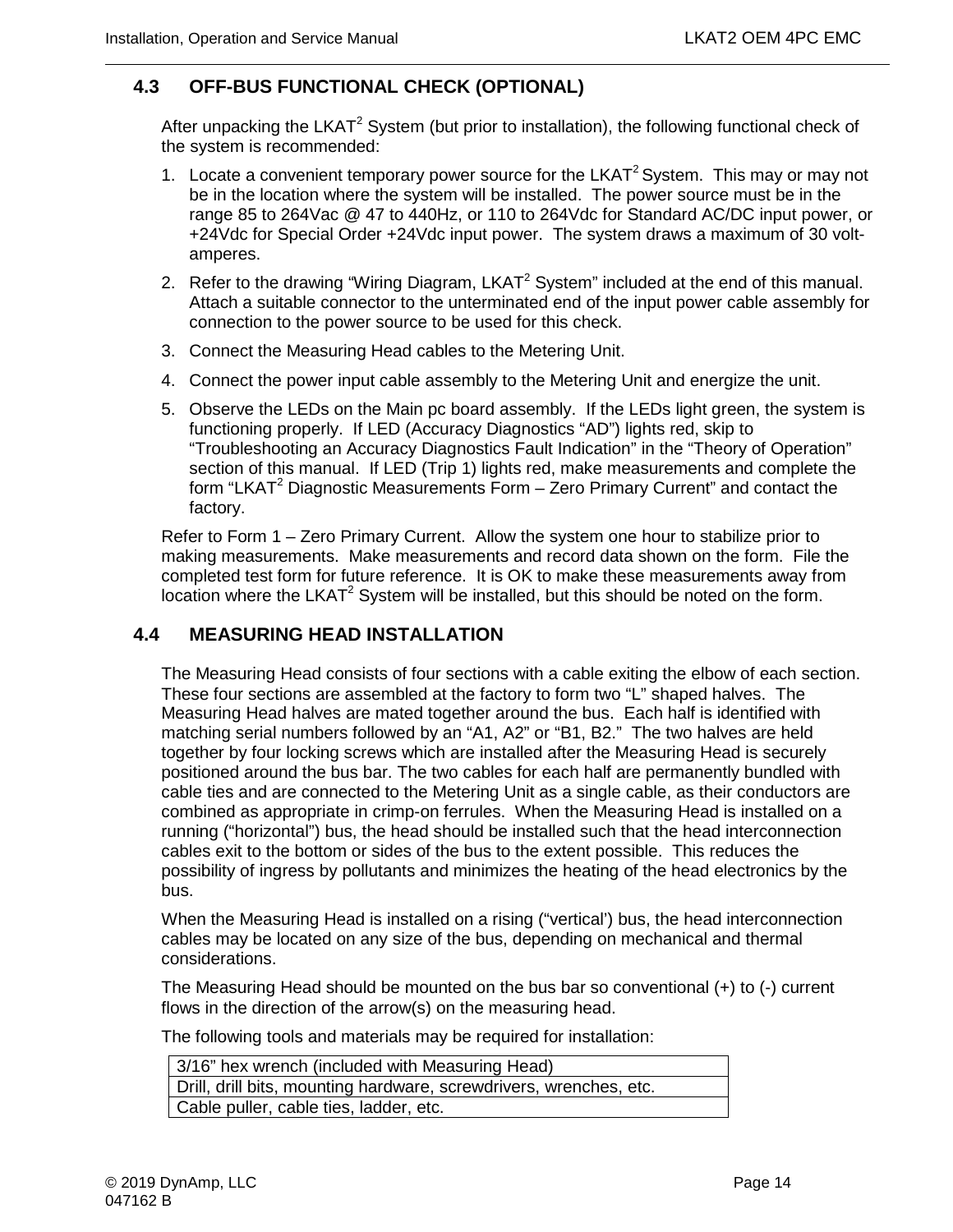## 4.3 OFF-BUS FUNCTIONAL CHECK (OPTIONAL)

After unpacking the LKAT$^2$ System (but prior to installation), the following functional check of the system is recommended:

1. Locate a convenient temporary power source for the LKAT$^2$ System. This may or may not be in the location where the system will be installed. The power source must be in the range 85 to 264Vac @ 47 to 440Hz, or 110 to 264Vdc for Standard AC/DC input power, or +24Vdc for Special Order +24Vdc input power. The system draws a maximum of 30 volt-amperes.
2. Refer to the drawing "Wiring Diagram, LKAT$^2$ System" included at the end of this manual. Attach a suitable connector to the unterminated end of the input power cable assembly for connection to the power source to be used for this check.
3. Connect the Measuring Head cables to the Metering Unit.
4. Connect the power input cable assembly to the Metering Unit and energize the unit.
5. Observe the LEDs on the Main pc board assembly. If the LEDs light green, the system is functioning properly. If LED (Accuracy Diagnostics "AD") lights red, skip to "Troubleshooting an Accuracy Diagnostics Fault Indication" in the "Theory of Operation" section of this manual. If LED (Trip 1) lights red, make measurements and complete the form "LKAT$^2$ Diagnostic Measurements Form – Zero Primary Current" and contact the factory.

Refer to Form 1 – Zero Primary Current. Allow the system one hour to stabilize prior to making measurements. Make measurements and record data shown on the form. File the completed test form for future reference. It is OK to make these measurements away from location where the LKAT$^2$ System will be installed, but this should be noted on the form.

## 4.4 MEASURING HEAD INSTALLATION

The Measuring Head consists of four sections with a cable exiting the elbow of each section. These four sections are assembled at the factory to form two "L" shaped halves. The Measuring Head halves are mated together around the bus. Each half is identified with matching serial numbers followed by an "A1, A2" or "B1, B2." The two halves are held together by four locking screws which are installed after the Measuring Head is securely positioned around the bus bar. The two cables for each half are permanently bundled with cable ties and are connected to the Metering Unit as a single cable, as their conductors are combined as appropriate in crimp-on ferrules. When the Measuring Head is installed on a running ("horizontal") bus, the head should be installed such that the head interconnection cables exit to the bottom or sides of the bus to the extent possible. This reduces the possibility of ingress by pollutants and minimizes the heating of the head electronics by the bus.

When the Measuring Head is installed on a rising ("vertical') bus, the head interconnection cables may be located on any size of the bus, depending on mechanical and thermal considerations.

The Measuring Head should be mounted on the bus bar so conventional (+) to (-) current flows in the direction of the arrow(s) on the measuring head.

The following tools and materials may be required for installation:

| 3/16" hex wrench (included with Measuring Head) |
|---|
| Drill, drill bits, mounting hardware, screwdrivers, wrenches, etc. |
| Cable puller, cable ties, ladder, etc. |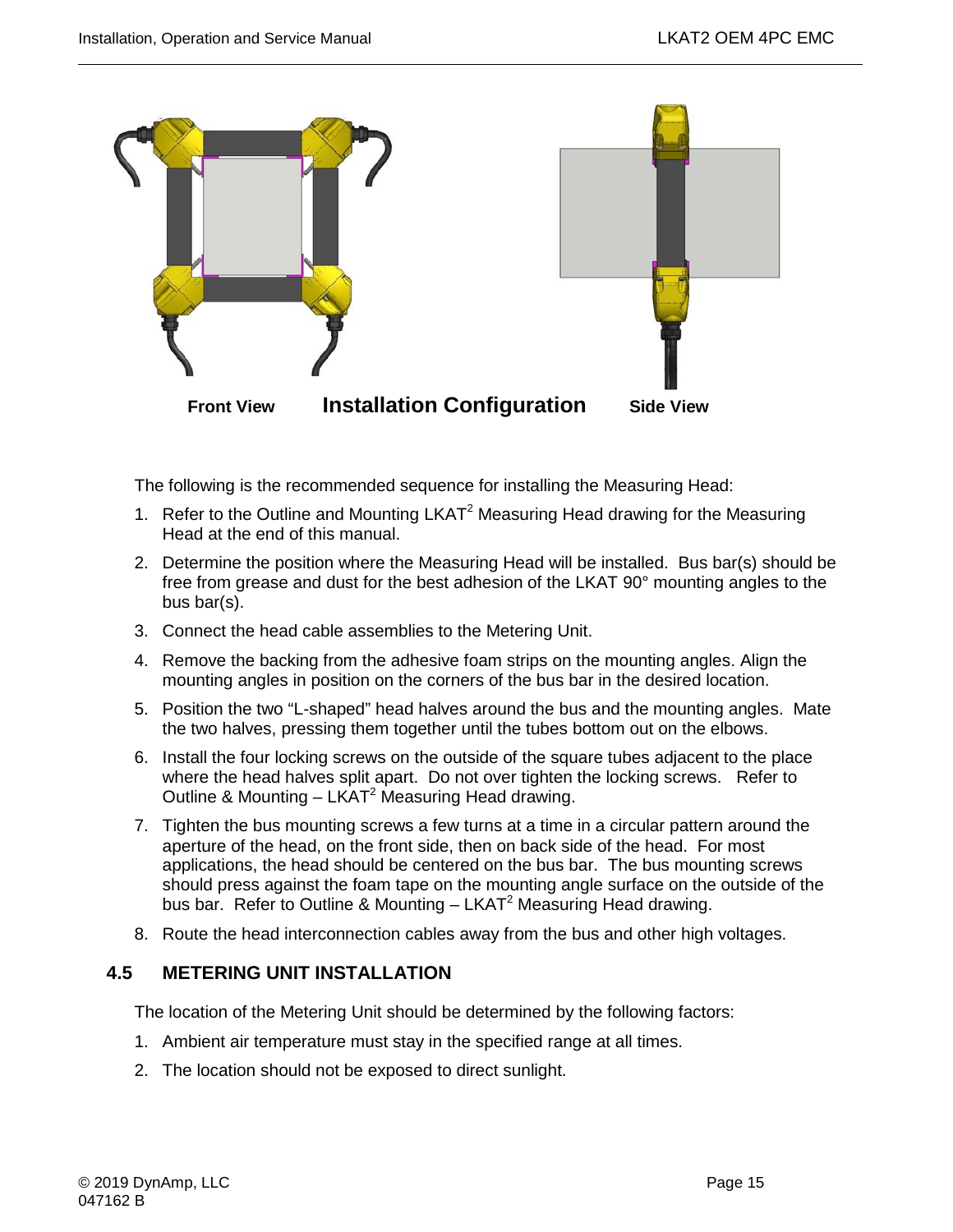Front View **Installation Configuration** Side View

The following is the recommended sequence for installing the Measuring Head:

1. Refer to the Outline and Mounting LKAT[2] Measuring Head drawing for the Measuring Head at the end of this manual.
2. Determine the position where the Measuring Head will be installed. Bus bar(s) should be free from grease and dust for the best adhesion of the LKAT 90° mounting angles to the bus bar(s).
3. Connect the head cable assemblies to the Metering Unit.
4. Remove the backing from the adhesive foam strips on the mounting angles. Align the mounting angles in position on the corners of the bus bar in the desired location.
5. Position the two "L-shaped" head halves around the bus and the mounting angles. Mate the two halves, pressing them together until the tubes bottom out on the elbows.
6. Install the four locking screws on the outside of the square tubes adjacent to the place where the head halves split apart. Do not over tighten the locking screws. Refer to Outline & Mounting – LKAT[2] Measuring Head drawing.
7. Tighten the bus mounting screws a few turns at a time in a circular pattern around the aperture of the head, on the front side, then on back side of the head. For most applications, the head should be centered on the bus bar. The bus mounting screws should press against the foam tape on the mounting angle surface on the outside of the bus bar. Refer to Outline & Mounting – LKAT[2] Measuring Head drawing.
8. Route the head interconnection cables away from the bus and other high voltages.

## 4.5 METERING UNIT INSTALLATION

The location of the Metering Unit should be determined by the following factors:

1. Ambient air temperature must stay in the specified range at all times.
2. The location should not be exposed to direct sunlight.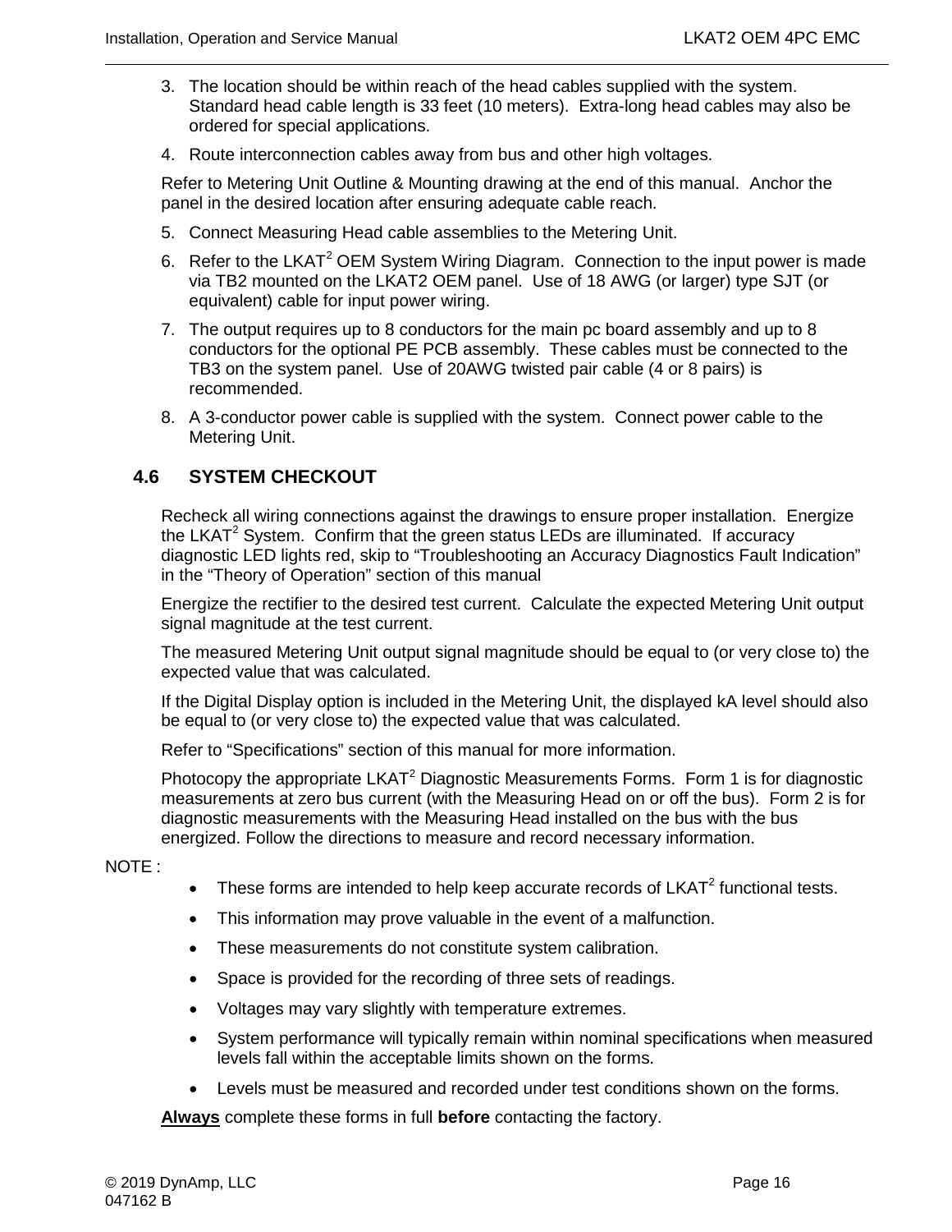3. The location should be within reach of the head cables supplied with the system. Standard head cable length is 33 feet (10 meters). Extra-long head cables may also be ordered for special applications.
4. Route interconnection cables away from bus and other high voltages.

Refer to Metering Unit Outline & Mounting drawing at the end of this manual. Anchor the panel in the desired location after ensuring adequate cable reach.

5. Connect Measuring Head cable assemblies to the Metering Unit.
6. Refer to the LKAT$^2$ OEM System Wiring Diagram. Connection to the input power is made via TB2 mounted on the LKAT2 OEM panel. Use of 18 AWG (or larger) type SJT (or equivalent) cable for input power wiring.
7. The output requires up to 8 conductors for the main pc board assembly and up to 8 conductors for the optional PE PCB assembly. These cables must be connected to the TB3 on the system panel. Use of 20AWG twisted pair cable (4 or 8 pairs) is recommended.
8. A 3-conductor power cable is supplied with the system. Connect power cable to the Metering Unit.

## 4.6 SYSTEM CHECKOUT

Recheck all wiring connections against the drawings to ensure proper installation. Energize the LKAT$^2$ System. Confirm that the green status LEDs are illuminated. If accuracy diagnostic LED lights red, skip to "Troubleshooting an Accuracy Diagnostics Fault Indication" in the "Theory of Operation" section of this manual

Energize the rectifier to the desired test current. Calculate the expected Metering Unit output signal magnitude at the test current.

The measured Metering Unit output signal magnitude should be equal to (or very close to) the expected value that was calculated.

If the Digital Display option is included in the Metering Unit, the displayed kA level should also be equal to (or very close to) the expected value that was calculated.

Refer to "Specifications" section of this manual for more information.

Photocopy the appropriate LKAT$^2$ Diagnostic Measurements Forms. Form 1 is for diagnostic measurements at zero bus current (with the Measuring Head on or off the bus). Form 2 is for diagnostic measurements with the Measuring Head installed on the bus with the bus energized. Follow the directions to measure and record necessary information.

NOTE :

- These forms are intended to help keep accurate records of LKAT$^2$ functional tests.
- This information may prove valuable in the event of a malfunction.
- These measurements do not constitute system calibration.
- Space is provided for the recording of three sets of readings.
- Voltages may vary slightly with temperature extremes.
- System performance will typically remain within nominal specifications when measured levels fall within the acceptable limits shown on the forms.
- Levels must be measured and recorded under test conditions shown on the forms.

**Always** complete these forms in full **before** contacting the factory.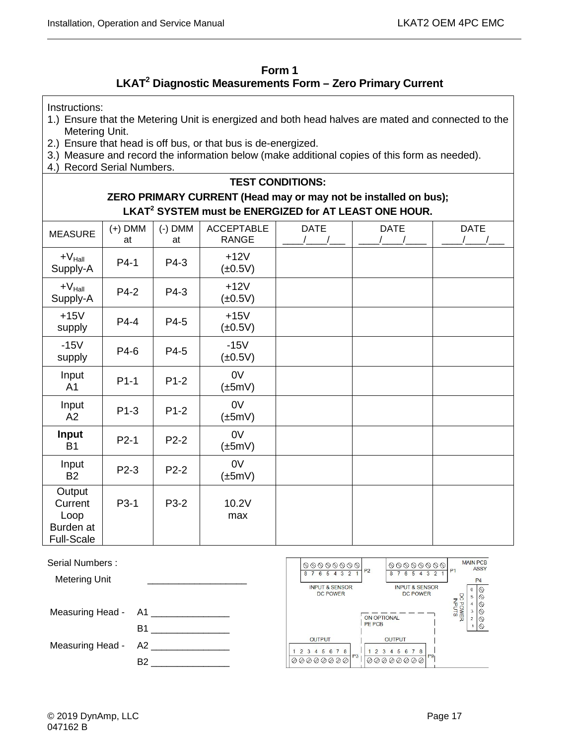# Form 1
## LKAT$^2$ Diagnostic Measurements Form – Zero Primary Current

Instructions:
1.) Ensure that the Metering Unit is energized and both head halves are mated and connected to the Metering Unit.
2.) Ensure that head is off bus, or that bus is de-energized.
3.) Measure and record the information below (make additional copies of this form as needed).
4.) Record Serial Numbers.

**TEST CONDITIONS:**

**ZERO PRIMARY CURRENT (Head may or may not be installed on bus);**

**LKAT$^2$ SYSTEM must be ENERGIZED for AT LEAST ONE HOUR.**

| MEASURE | (+) DMM at | (-) DMM at | ACCEPTABLE RANGE | DATE ____/____/___ | DATE ____/____/____ | DATE ____/____/___ |
|---|---|---|---|---|---|---|
| $+V_{Hall}$ Supply-A | P4-1 | P4-3 | +12V (±0.5V) | | | |
| $+V_{Hall}$ Supply-A | P4-2 | P4-3 | +12V (±0.5V) | | | |
| +15V supply | P4-4 | P4-5 | +15V (±0.5V) | | | |
| -15V supply | P4-6 | P4-5 | -15V (±0.5V) | | | |
| Input A1 | P1-1 | P1-2 | 0V (±5mV) | | | |
| Input A2 | P1-3 | P1-2 | 0V (±5mV) | | | |
| **Input** B1 | P2-1 | P2-2 | 0V (±5mV) | | | |
| Input B2 | P2-3 | P2-2 | 0V (±5mV) | | | |
| Output Current Loop Burden at Full-Scale | P3-1 | P3-2 | 10.2V max | | | |

Serial Numbers :

Metering Unit ____________________

Measuring Head - A1 ________________

B1 ________________

Measuring Head - A2 ________________

B2 ________________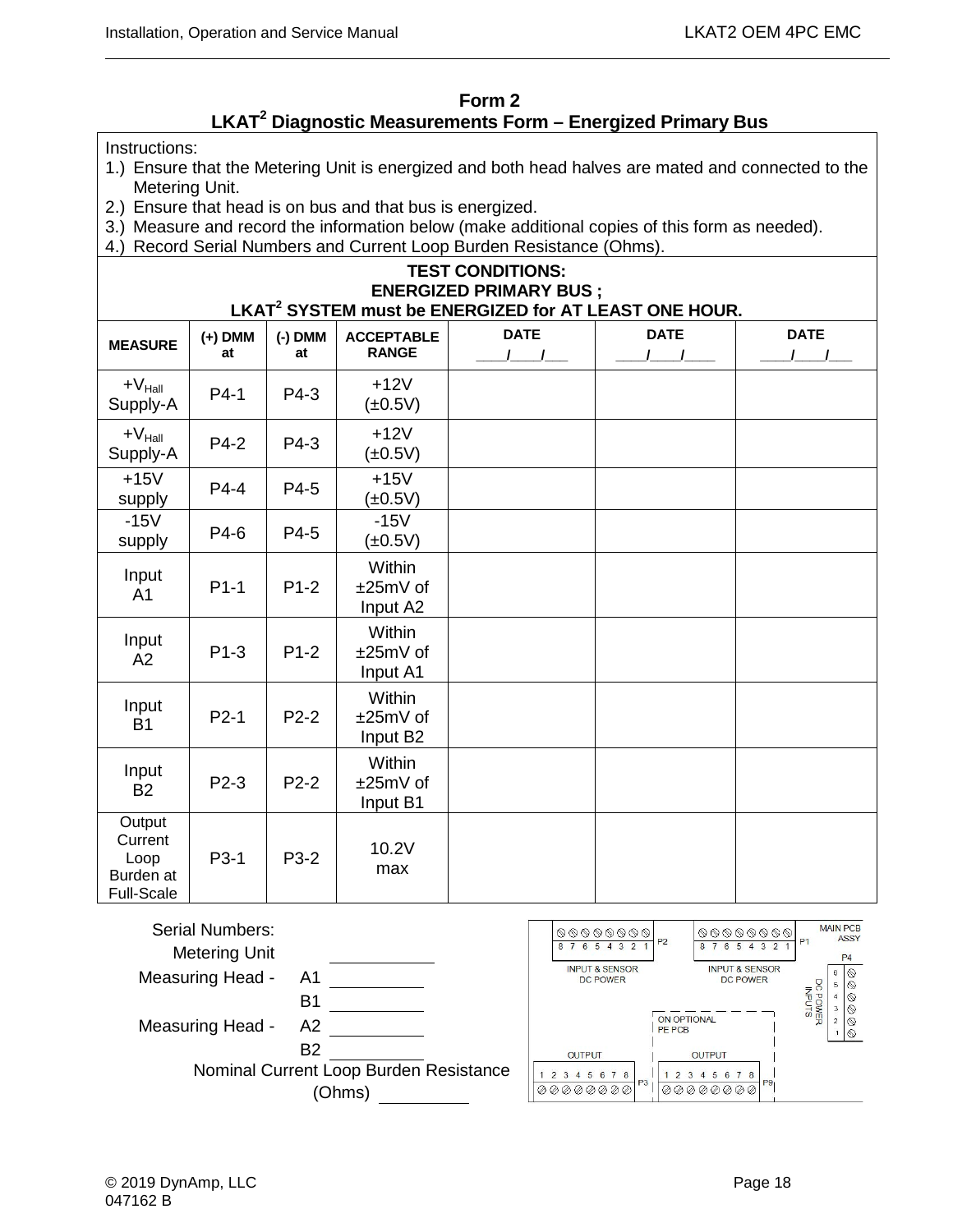## Form 2
## LKAT[2] Diagnostic Measurements Form – Energized Primary Bus

Instructions:

1.) Ensure that the Metering Unit is energized and both head halves are mated and connected to the Metering Unit.
2.) Ensure that head is on bus and that bus is energized.
3.) Measure and record the information below (make additional copies of this form as needed).
4.) Record Serial Numbers and Current Loop Burden Resistance (Ohms).

**TEST CONDITIONS:**
**ENERGIZED PRIMARY BUS ;**
**LKAT[2] SYSTEM must be ENERGIZED for AT LEAST ONE HOUR.**

| MEASURE | (+) DMM at | (-) DMM at | ACCEPTABLE RANGE | DATE \_\_\_\_/\_\_\_\_/\_\_\_ | DATE \_\_\_\_/\_\_\_\_/\_\_\_\_ | DATE \_\_\_\_/\_\_\_\_/\_\_\_ |
|---|---|---|---|---|---|---|
| $+V_{Hall}$ Supply-A | P4-1 | P4-3 | +12V (±0.5V) | | | |
| $+V_{Hall}$ Supply-A | P4-2 | P4-3 | +12V (±0.5V) | | | |
| +15V supply | P4-4 | P4-5 | +15V (±0.5V) | | | |
| -15V supply | P4-6 | P4-5 | -15V (±0.5V) | | | |
| Input A1 | P1-1 | P1-2 | Within ±25mV of Input A2 | | | |
| Input A2 | P1-3 | P1-2 | Within ±25mV of Input A1 | | | |
| Input B1 | P2-1 | P2-2 | Within ±25mV of Input B2 | | | |
| Input B2 | P2-3 | P2-2 | Within ±25mV of Input B1 | | | |
| Output Current Loop Burden at Full-Scale | P3-1 | P3-2 | 10.2V max | | | |

Serial Numbers:

Metering Unit \_\_\_\_\_\_\_\_\_\_

Measuring Head - A1 \_\_\_\_\_\_\_\_\_\_

B1 \_\_\_\_\_\_\_\_\_\_

Measuring Head - A2 \_\_\_\_\_\_\_\_\_\_

B2 \_\_\_\_\_\_\_\_\_\_

Nominal Current Loop Burden Resistance (Ohms) \_\_\_\_\_\_\_\_\_\_

MAIN PCB ASSY

P2 — INPUT & SENSOR DC POWER (8 7 6 5 4 3 2 1)

P1 — INPUT & SENSOR DC POWER (8 7 6 5 4 3 2 1)

P4 — DC POWER INPUTS (6 5 4 3 2 1)

ON OPTIONAL PE PCB

P3 — OUTPUT (1 2 3 4 5 6 7 8)

P8 — OUTPUT (1 2 3 4 5 6 7 8)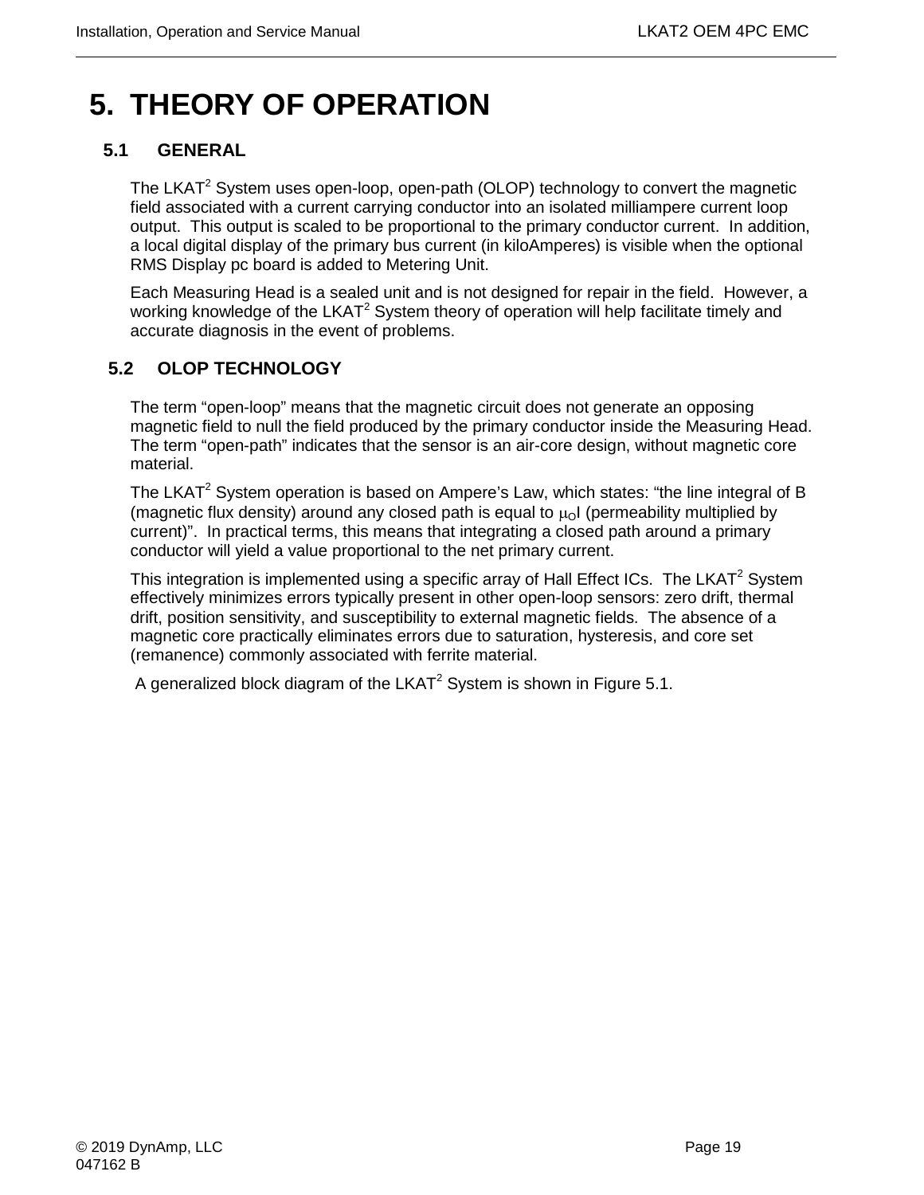# 5. THEORY OF OPERATION

## 5.1 GENERAL

The LKAT[2] System uses open-loop, open-path (OLOP) technology to convert the magnetic field associated with a current carrying conductor into an isolated milliampere current loop output. This output is scaled to be proportional to the primary conductor current. In addition, a local digital display of the primary bus current (in kiloAmperes) is visible when the optional RMS Display pc board is added to Metering Unit.

Each Measuring Head is a sealed unit and is not designed for repair in the field. However, a working knowledge of the LKAT[2] System theory of operation will help facilitate timely and accurate diagnosis in the event of problems.

## 5.2 OLOP TECHNOLOGY

The term "open-loop" means that the magnetic circuit does not generate an opposing magnetic field to null the field produced by the primary conductor inside the Measuring Head. The term "open-path" indicates that the sensor is an air-core design, without magnetic core material.

The LKAT[2] System operation is based on Ampere's Law, which states: "the line integral of B (magnetic flux density) around any closed path is equal to $\mu_O I$ (permeability multiplied by current)". In practical terms, this means that integrating a closed path around a primary conductor will yield a value proportional to the net primary current.

This integration is implemented using a specific array of Hall Effect ICs. The LKAT[2] System effectively minimizes errors typically present in other open-loop sensors: zero drift, thermal drift, position sensitivity, and susceptibility to external magnetic fields. The absence of a magnetic core practically eliminates errors due to saturation, hysteresis, and core set (remanence) commonly associated with ferrite material.

A generalized block diagram of the LKAT[2] System is shown in Figure 5.1.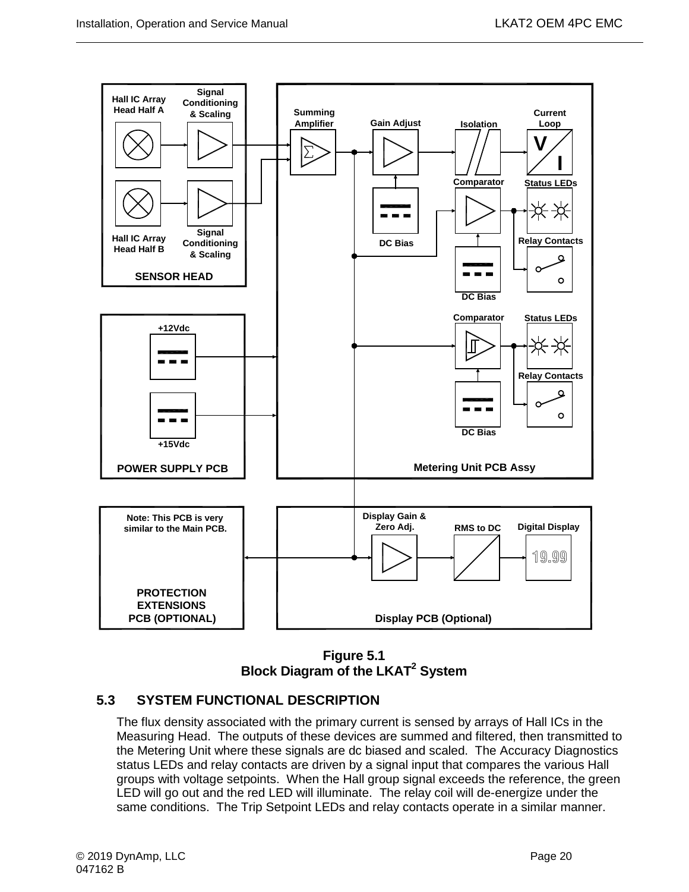**Figure 5.1**
**Block Diagram of the LKAT[2] System**

## 5.3 SYSTEM FUNCTIONAL DESCRIPTION

The flux density associated with the primary current is sensed by arrays of Hall ICs in the Measuring Head. The outputs of these devices are summed and filtered, then transmitted to the Metering Unit where these signals are dc biased and scaled. The Accuracy Diagnostics status LEDs and relay contacts are driven by a signal input that compares the various Hall groups with voltage setpoints. When the Hall group signal exceeds the reference, the green LED will go out and the red LED will illuminate. The relay coil will de-energize under the same conditions. The Trip Setpoint LEDs and relay contacts operate in a similar manner.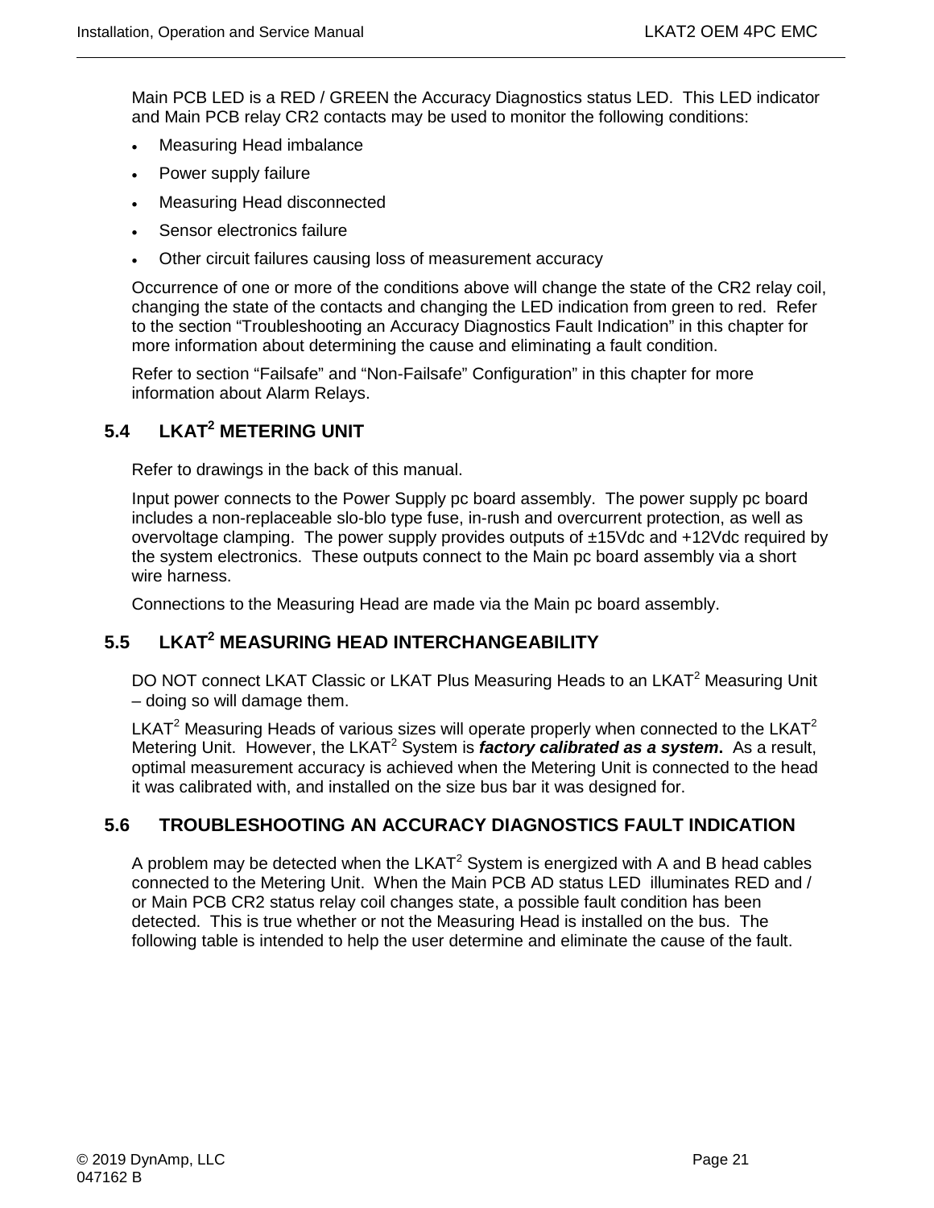Main PCB LED is a RED / GREEN the Accuracy Diagnostics status LED. This LED indicator and Main PCB relay CR2 contacts may be used to monitor the following conditions:

- Measuring Head imbalance
- Power supply failure
- Measuring Head disconnected
- Sensor electronics failure
- Other circuit failures causing loss of measurement accuracy

Occurrence of one or more of the conditions above will change the state of the CR2 relay coil, changing the state of the contacts and changing the LED indication from green to red. Refer to the section “Troubleshooting an Accuracy Diagnostics Fault Indication” in this chapter for more information about determining the cause and eliminating a fault condition.

Refer to section “Failsafe” and “Non-Failsafe” Configuration” in this chapter for more information about Alarm Relays.

## 5.4 LKAT$^2$ METERING UNIT

Refer to drawings in the back of this manual.

Input power connects to the Power Supply pc board assembly. The power supply pc board includes a non-replaceable slo-blo type fuse, in-rush and overcurrent protection, as well as overvoltage clamping. The power supply provides outputs of ±15Vdc and +12Vdc required by the system electronics. These outputs connect to the Main pc board assembly via a short wire harness.

Connections to the Measuring Head are made via the Main pc board assembly.

## 5.5 LKAT$^2$ MEASURING HEAD INTERCHANGEABILITY

DO NOT connect LKAT Classic or LKAT Plus Measuring Heads to an LKAT$^2$ Measuring Unit – doing so will damage them.

LKAT$^2$ Measuring Heads of various sizes will operate properly when connected to the LKAT$^2$ Metering Unit. However, the LKAT$^2$ System is ***factory calibrated as a system*****.** As a result, optimal measurement accuracy is achieved when the Metering Unit is connected to the head it was calibrated with, and installed on the size bus bar it was designed for.

## 5.6 TROUBLESHOOTING AN ACCURACY DIAGNOSTICS FAULT INDICATION

A problem may be detected when the LKAT$^2$ System is energized with A and B head cables connected to the Metering Unit. When the Main PCB AD status LED illuminates RED and / or Main PCB CR2 status relay coil changes state, a possible fault condition has been detected. This is true whether or not the Measuring Head is installed on the bus. The following table is intended to help the user determine and eliminate the cause of the fault.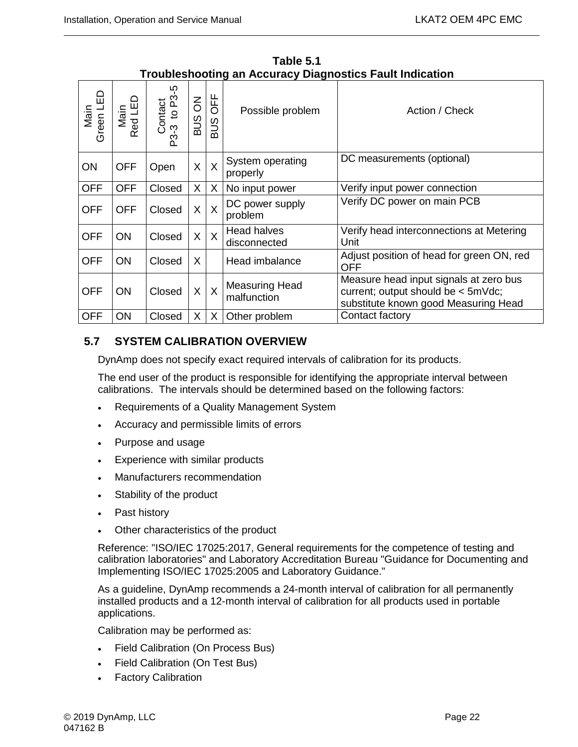**Table 5.1**
**Troubleshooting an Accuracy Diagnostics Fault Indication**

| Main Green LED | Main Red LED | Contact P3-3 to P3-5 | BUS ON | BUS OFF | Possible problem | Action / Check |
|---|---|---|---|---|---|---|
| ON | OFF | Open | X | X | System operating properly | DC measurements (optional) |
| OFF | OFF | Closed | X | X | No input power | Verify input power connection |
| OFF | OFF | Closed | X | X | DC power supply problem | Verify DC power on main PCB |
| OFF | ON | Closed | X | X | Head halves disconnected | Verify head interconnections at Metering Unit |
| OFF | ON | Closed | X | | Head imbalance | Adjust position of head for green ON, red OFF |
| OFF | ON | Closed | X | X | Measuring Head malfunction | Measure head input signals at zero bus current; output should be < 5mVdc; substitute known good Measuring Head |
| OFF | ON | Closed | X | X | Other problem | Contact factory |

## 5.7 SYSTEM CALIBRATION OVERVIEW

DynAmp does not specify exact required intervals of calibration for its products.

The end user of the product is responsible for identifying the appropriate interval between calibrations. The intervals should be determined based on the following factors:

- Requirements of a Quality Management System
- Accuracy and permissible limits of errors
- Purpose and usage
- Experience with similar products
- Manufacturers recommendation
- Stability of the product
- Past history
- Other characteristics of the product

Reference: "ISO/IEC 17025:2017, General requirements for the competence of testing and calibration laboratories" and Laboratory Accreditation Bureau "Guidance for Documenting and Implementing ISO/IEC 17025:2005 and Laboratory Guidance."

As a guideline, DynAmp recommends a 24-month interval of calibration for all permanently installed products and a 12-month interval of calibration for all products used in portable applications.

Calibration may be performed as:

- Field Calibration (On Process Bus)
- Field Calibration (On Test Bus)
- Factory Calibration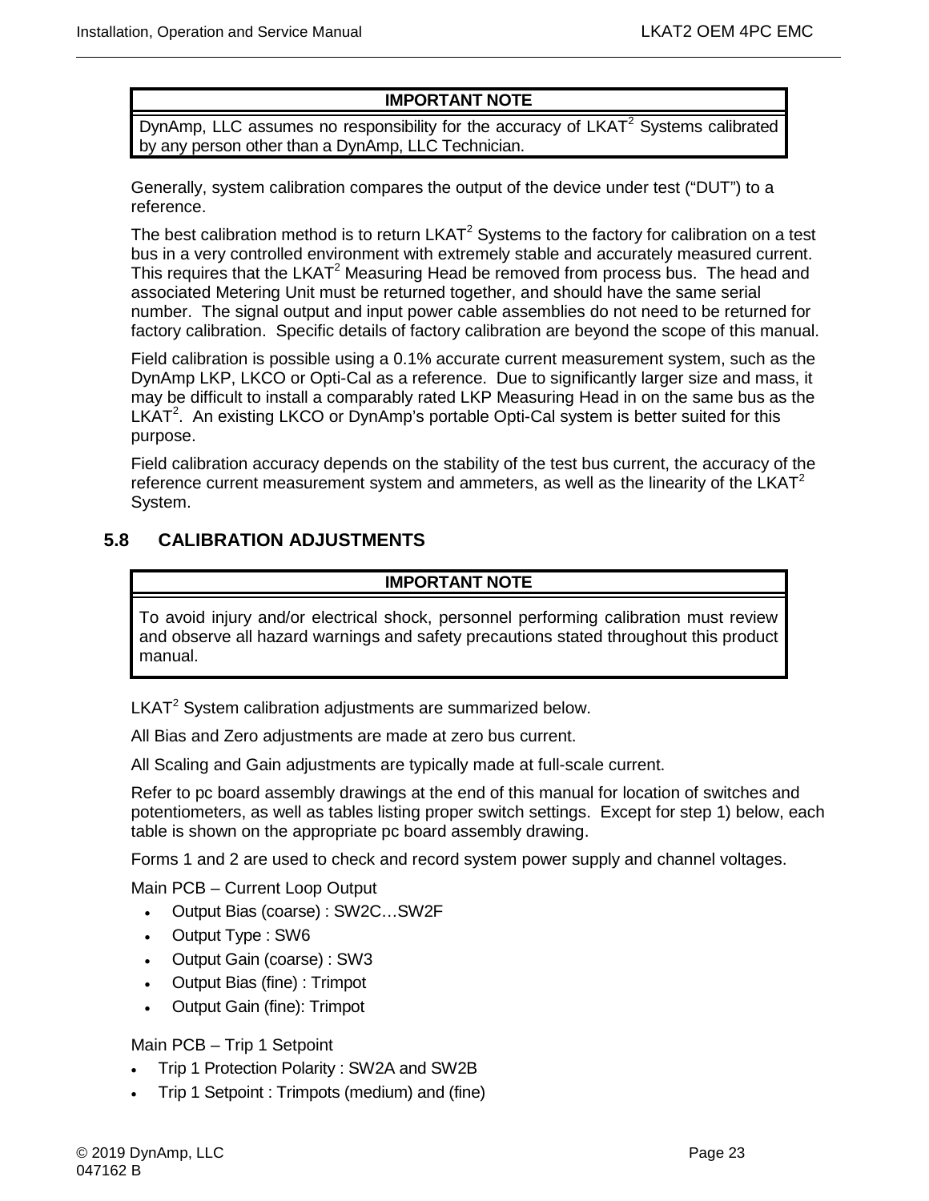| IMPORTANT NOTE |
|---|
| DynAmp, LLC assumes no responsibility for the accuracy of LKAT[2] Systems calibrated by any person other than a DynAmp, LLC Technician. |

Generally, system calibration compares the output of the device under test (“DUT”) to a reference.

The best calibration method is to return LKAT[2] Systems to the factory for calibration on a test bus in a very controlled environment with extremely stable and accurately measured current. This requires that the LKAT[2] Measuring Head be removed from process bus. The head and associated Metering Unit must be returned together, and should have the same serial number. The signal output and input power cable assemblies do not need to be returned for factory calibration. Specific details of factory calibration are beyond the scope of this manual.

Field calibration is possible using a 0.1% accurate current measurement system, such as the DynAmp LKP, LKCO or Opti-Cal as a reference. Due to significantly larger size and mass, it may be difficult to install a comparably rated LKP Measuring Head in on the same bus as the LKAT[2]. An existing LKCO or DynAmp’s portable Opti-Cal system is better suited for this purpose.

Field calibration accuracy depends on the stability of the test bus current, the accuracy of the reference current measurement system and ammeters, as well as the linearity of the LKAT[2] System.

## 5.8 CALIBRATION ADJUSTMENTS

| IMPORTANT NOTE |
|---|
| To avoid injury and/or electrical shock, personnel performing calibration must review and observe all hazard warnings and safety precautions stated throughout this product manual. |

LKAT[2] System calibration adjustments are summarized below.

All Bias and Zero adjustments are made at zero bus current.

All Scaling and Gain adjustments are typically made at full-scale current.

Refer to pc board assembly drawings at the end of this manual for location of switches and potentiometers, as well as tables listing proper switch settings. Except for step 1) below, each table is shown on the appropriate pc board assembly drawing.

Forms 1 and 2 are used to check and record system power supply and channel voltages.

Main PCB – Current Loop Output

- Output Bias (coarse) : SW2C…SW2F
- Output Type : SW6
- Output Gain (coarse) : SW3
- Output Bias (fine) : Trimpot
- Output Gain (fine): Trimpot

Main PCB – Trip 1 Setpoint

- Trip 1 Protection Polarity : SW2A and SW2B
- Trip 1 Setpoint : Trimpots (medium) and (fine)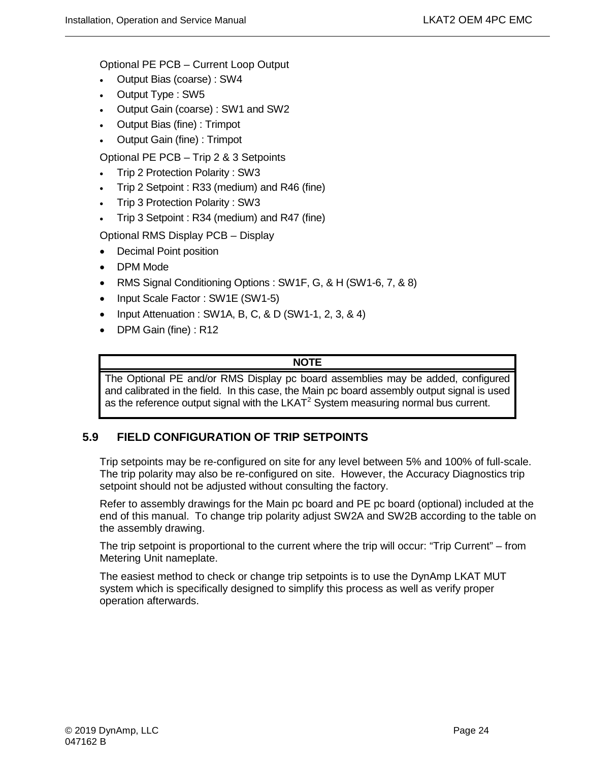Optional PE PCB – Current Loop Output

- Output Bias (coarse) : SW4
- Output Type : SW5
- Output Gain (coarse) : SW1 and SW2
- Output Bias (fine) : Trimpot
- Output Gain (fine) : Trimpot

Optional PE PCB – Trip 2 & 3 Setpoints

- Trip 2 Protection Polarity : SW3
- Trip 2 Setpoint : R33 (medium) and R46 (fine)
- Trip 3 Protection Polarity : SW3
- Trip 3 Setpoint : R34 (medium) and R47 (fine)

Optional RMS Display PCB – Display

- Decimal Point position
- DPM Mode
- RMS Signal Conditioning Options : SW1F, G, & H (SW1-6, 7, & 8)
- Input Scale Factor : SW1E (SW1-5)
- Input Attenuation : SW1A, B, C, & D (SW1-1, 2, 3, & 4)
- DPM Gain (fine) : R12

| NOTE |
| --- |
| The Optional PE and/or RMS Display pc board assemblies may be added, configured and calibrated in the field. In this case, the Main pc board assembly output signal is used as the reference output signal with the LKAT$^2$ System measuring normal bus current. |

## 5.9 FIELD CONFIGURATION OF TRIP SETPOINTS

Trip setpoints may be re-configured on site for any level between 5% and 100% of full-scale. The trip polarity may also be re-configured on site. However, the Accuracy Diagnostics trip setpoint should not be adjusted without consulting the factory.

Refer to assembly drawings for the Main pc board and PE pc board (optional) included at the end of this manual. To change trip polarity adjust SW2A and SW2B according to the table on the assembly drawing.

The trip setpoint is proportional to the current where the trip will occur: "Trip Current" – from Metering Unit nameplate.

The easiest method to check or change trip setpoints is to use the DynAmp LKAT MUT system which is specifically designed to simplify this process as well as verify proper operation afterwards.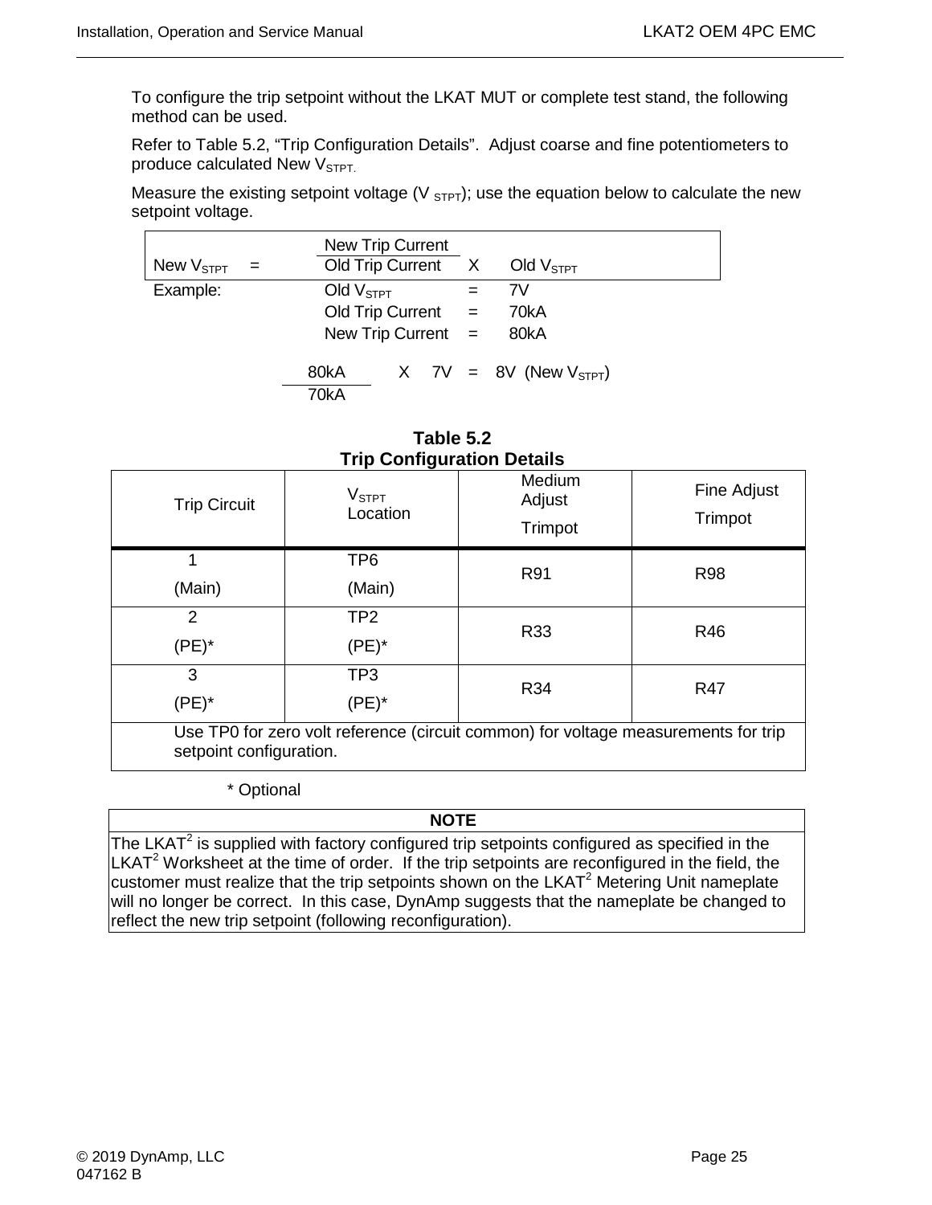To configure the trip setpoint without the LKAT MUT or complete test stand, the following method can be used.

Refer to Table 5.2, “Trip Configuration Details”. Adjust coarse and fine potentiometers to produce calculated New $V_{STPT}$.

Measure the existing setpoint voltage ($V_{STPT}$); use the equation below to calculate the new setpoint voltage.

$$\text{New } V_{STPT} = \frac{\text{New Trip Current}}{\text{Old Trip Current}} \times \text{Old } V_{STPT}$$

Example:

Old $V_{STPT}$ = 7V

Old Trip Current = 70kA

New Trip Current = 80kA

$$\frac{80\text{kA}}{70\text{kA}} \times 7\text{V} = 8\text{V} \ (\text{New } V_{STPT})$$

**Table 5.2**
**Trip Configuration Details**

| Trip Circuit | $V_{STPT}$ Location | Medium Adjust Trimpot | Fine Adjust Trimpot |
|---|---|---|---|
| 1 (Main) | TP6 (Main) | R91 | R98 |
| 2 (PE)* | TP2 (PE)* | R33 | R46 |
| 3 (PE)* | TP3 (PE)* | R34 | R47 |
| Use TP0 for zero volt reference (circuit common) for voltage measurements for trip setpoint configuration. | | | |

\* Optional

| **NOTE** |
|---|
| The $LKAT^2$ is supplied with factory configured trip setpoints configured as specified in the $LKAT^2$ Worksheet at the time of order. If the trip setpoints are reconfigured in the field, the customer must realize that the trip setpoints shown on the $LKAT^2$ Metering Unit nameplate will no longer be correct. In this case, DynAmp suggests that the nameplate be changed to reflect the new trip setpoint (following reconfiguration). |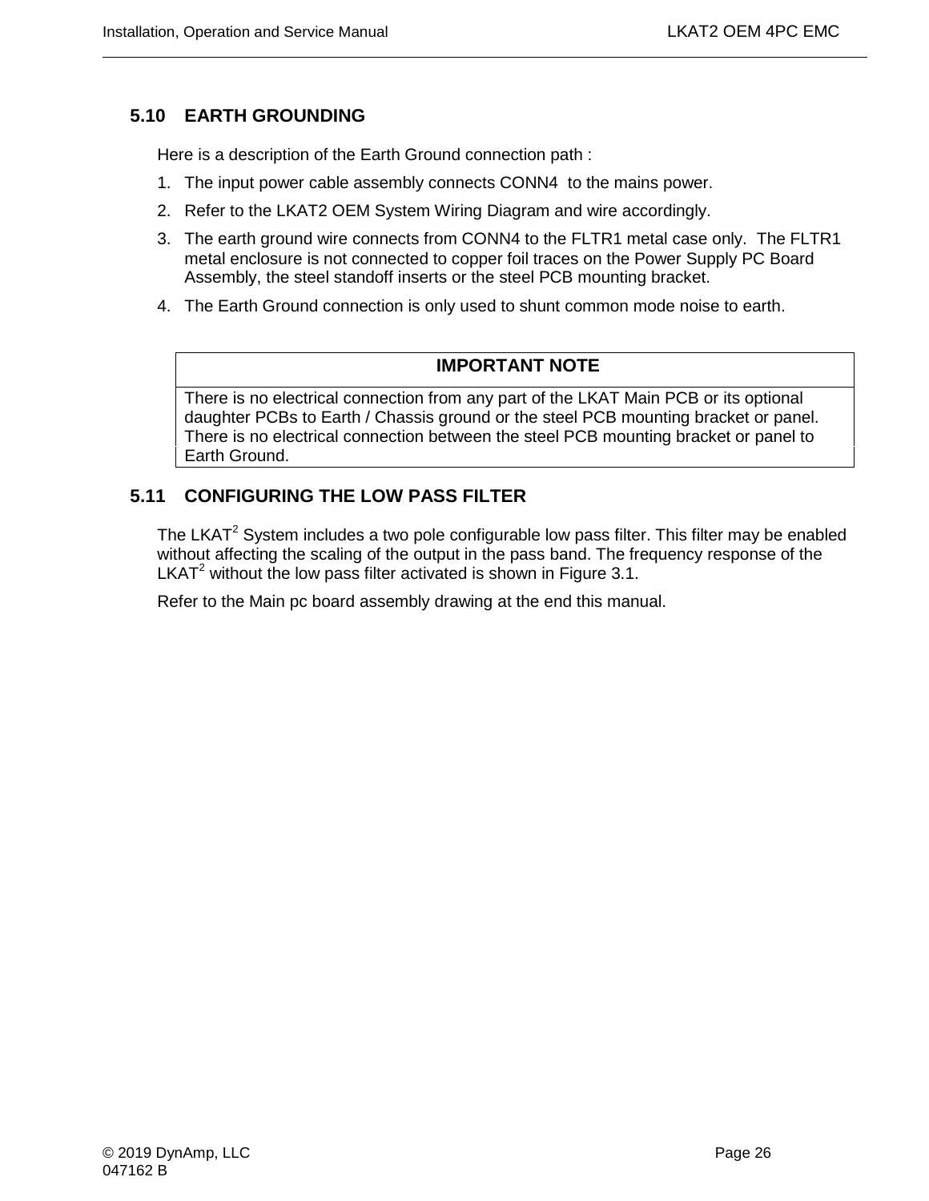## 5.10 EARTH GROUNDING

Here is a description of the Earth Ground connection path :

1. The input power cable assembly connects CONN4 to the mains power.
2. Refer to the LKAT2 OEM System Wiring Diagram and wire accordingly.
3. The earth ground wire connects from CONN4 to the FLTR1 metal case only. The FLTR1 metal enclosure is not connected to copper foil traces on the Power Supply PC Board Assembly, the steel standoff inserts or the steel PCB mounting bracket.
4. The Earth Ground connection is only used to shunt common mode noise to earth.

| IMPORTANT NOTE |
| --- |
| There is no electrical connection from any part of the LKAT Main PCB or its optional daughter PCBs to Earth / Chassis ground or the steel PCB mounting bracket or panel. There is no electrical connection between the steel PCB mounting bracket or panel to Earth Ground. |

## 5.11 CONFIGURING THE LOW PASS FILTER

The LKAT$^2$ System includes a two pole configurable low pass filter. This filter may be enabled without affecting the scaling of the output in the pass band. The frequency response of the LKAT$^2$ without the low pass filter activated is shown in Figure 3.1.

Refer to the Main pc board assembly drawing at the end this manual.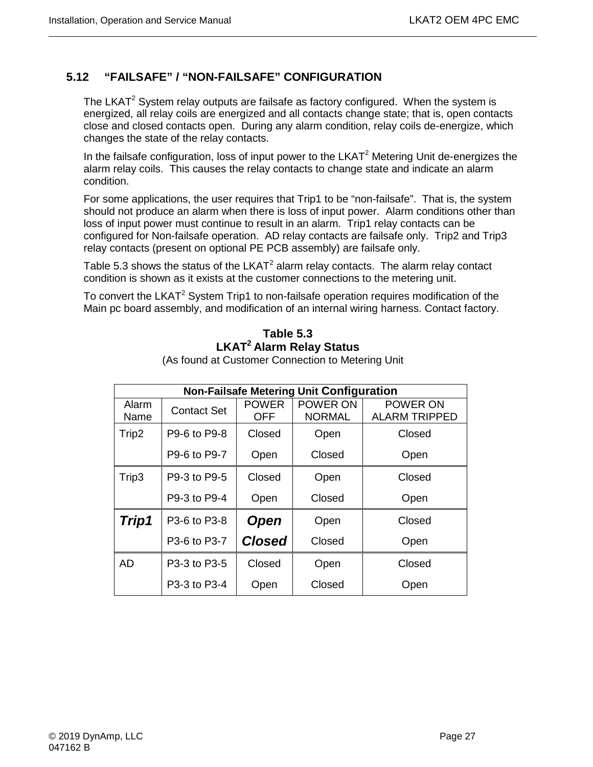## 5.12 "FAILSAFE" / "NON-FAILSAFE" CONFIGURATION

The LKAT[2] System relay outputs are failsafe as factory configured. When the system is energized, all relay coils are energized and all contacts change state; that is, open contacts close and closed contacts open. During any alarm condition, relay coils de-energize, which changes the state of the relay contacts.

In the failsafe configuration, loss of input power to the LKAT[2] Metering Unit de-energizes the alarm relay coils. This causes the relay contacts to change state and indicate an alarm condition.

For some applications, the user requires that Trip1 to be "non-failsafe". That is, the system should not produce an alarm when there is loss of input power. Alarm conditions other than loss of input power must continue to result in an alarm. Trip1 relay contacts can be configured for Non-failsafe operation. AD relay contacts are failsafe only. Trip2 and Trip3 relay contacts (present on optional PE PCB assembly) are failsafe only.

Table 5.3 shows the status of the LKAT[2] alarm relay contacts. The alarm relay contact condition is shown as it exists at the customer connections to the metering unit.

To convert the LKAT[2] System Trip1 to non-failsafe operation requires modification of the Main pc board assembly, and modification of an internal wiring harness. Contact factory.

**Table 5.3**
**LKAT[2] Alarm Relay Status**
(As found at Customer Connection to Metering Unit

| **Non-Failsafe Metering Unit Configuration** | | | | |
|---|---|---|---|---|
| Alarm Name | Contact Set | POWER OFF | POWER ON NORMAL | POWER ON ALARM TRIPPED |
| Trip2 | P9-6 to P9-8 | Closed | Open | Closed |
| | P9-6 to P9-7 | Open | Closed | Open |
| Trip3 | P9-3 to P9-5 | Closed | Open | Closed |
| | P9-3 to P9-4 | Open | Closed | Open |
| ***Trip1*** | P3-6 to P3-8 | ***Open*** | Open | Closed |
| | P3-6 to P3-7 | ***Closed*** | Closed | Open |
| AD | P3-3 to P3-5 | Closed | Open | Closed |
| | P3-3 to P3-4 | Open | Closed | Open |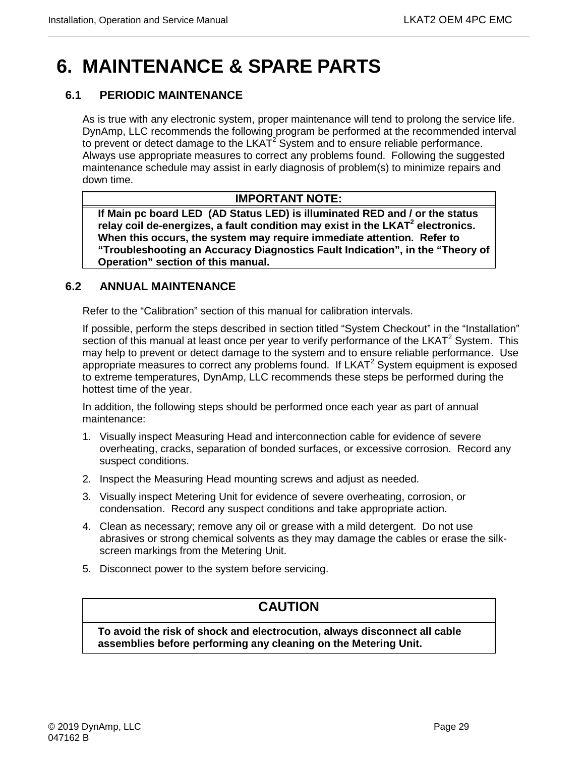# 6. MAINTENANCE & SPARE PARTS

## 6.1 PERIODIC MAINTENANCE

As is true with any electronic system, proper maintenance will tend to prolong the service life. DynAmp, LLC recommends the following program be performed at the recommended interval to prevent or detect damage to the LKAT$^2$ System and to ensure reliable performance. Always use appropriate measures to correct any problems found. Following the suggested maintenance schedule may assist in early diagnosis of problem(s) to minimize repairs and down time.

| IMPORTANT NOTE: |
|---|
| **If Main pc board LED (AD Status LED) is illuminated RED and / or the status relay coil de-energizes, a fault condition may exist in the LKAT$^2$ electronics. When this occurs, the system may require immediate attention. Refer to "Troubleshooting an Accuracy Diagnostics Fault Indication", in the "Theory of Operation" section of this manual.** |

## 6.2 ANNUAL MAINTENANCE

Refer to the "Calibration" section of this manual for calibration intervals.

If possible, perform the steps described in section titled "System Checkout" in the "Installation" section of this manual at least once per year to verify performance of the LKAT$^2$ System. This may help to prevent or detect damage to the system and to ensure reliable performance. Use appropriate measures to correct any problems found. If LKAT$^2$ System equipment is exposed to extreme temperatures, DynAmp, LLC recommends these steps be performed during the hottest time of the year.

In addition, the following steps should be performed once each year as part of annual maintenance:

1. Visually inspect Measuring Head and interconnection cable for evidence of severe overheating, cracks, separation of bonded surfaces, or excessive corrosion. Record any suspect conditions.
2. Inspect the Measuring Head mounting screws and adjust as needed.
3. Visually inspect Metering Unit for evidence of severe overheating, corrosion, or condensation. Record any suspect conditions and take appropriate action.
4. Clean as necessary; remove any oil or grease with a mild detergent. Do not use abrasives or strong chemical solvents as they may damage the cables or erase the silk-screen markings from the Metering Unit.
5. Disconnect power to the system before servicing.

| CAUTION |
|---|
| **To avoid the risk of shock and electrocution, always disconnect all cable assemblies before performing any cleaning on the Metering Unit.** |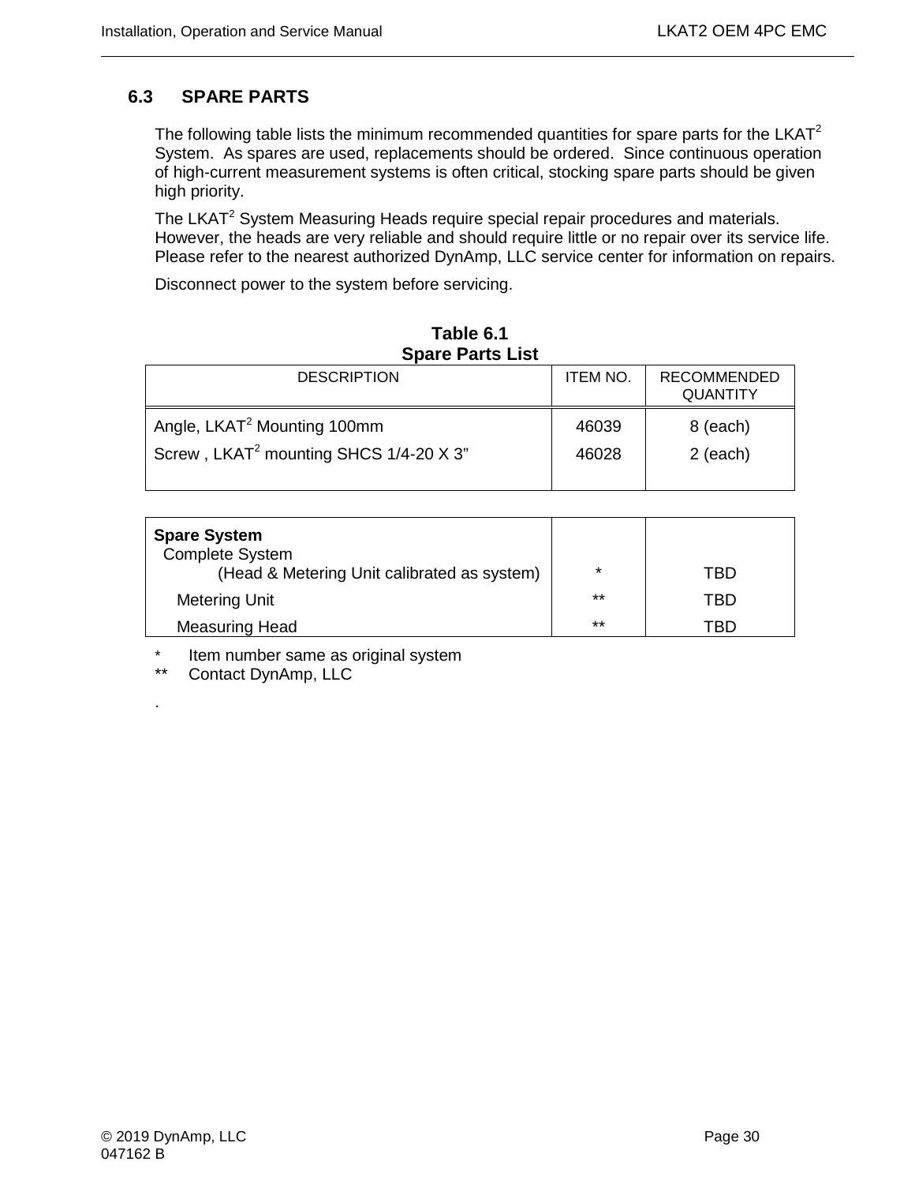## 6.3 SPARE PARTS

The following table lists the minimum recommended quantities for spare parts for the LKAT$^2$ System. As spares are used, replacements should be ordered. Since continuous operation of high-current measurement systems is often critical, stocking spare parts should be given high priority.

The LKAT$^2$ System Measuring Heads require special repair procedures and materials. However, the heads are very reliable and should require little or no repair over its service life. Please refer to the nearest authorized DynAmp, LLC service center for information on repairs.

Disconnect power to the system before servicing.

**Table 6.1**
**Spare Parts List**

| DESCRIPTION | ITEM NO. | RECOMMENDED QUANTITY |
|---|---|---|
| Angle, LKAT$^2$ Mounting 100mm | 46039 | 8 (each) |
| Screw , LKAT$^2$ mounting SHCS 1/4-20 X 3” | 46028 | 2 (each) |
| **Spare System** | | |
| Complete System (Head & Metering Unit calibrated as system) | * | TBD |
| Metering Unit | ** | TBD |
| Measuring Head | ** | TBD |

\* Item number same as original system
\** Contact DynAmp, LLC

.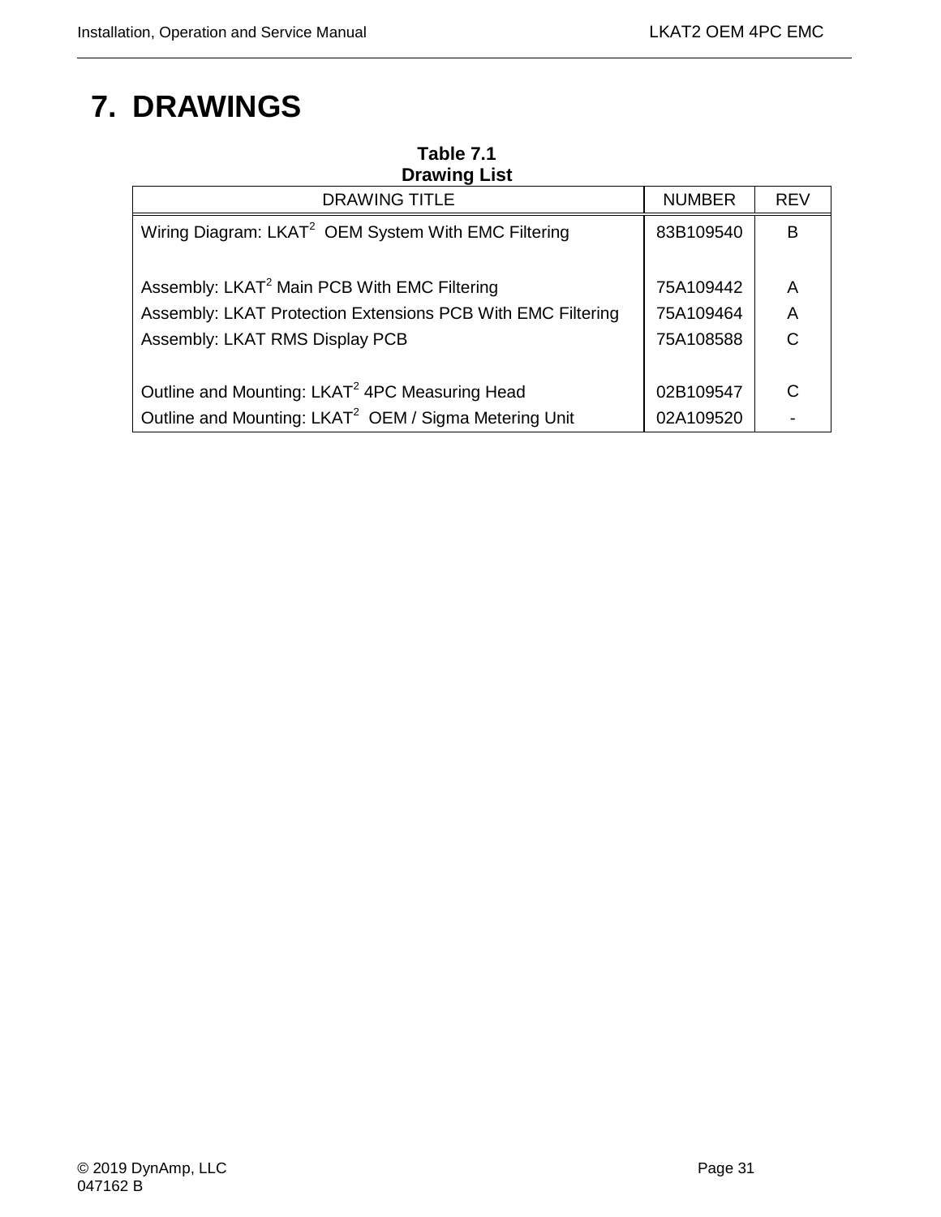# 7. DRAWINGS

**Table 7.1**
**Drawing List**

| DRAWING TITLE | NUMBER | REV |
|---|---|---|
| Wiring Diagram: LKAT$^2$ OEM System With EMC Filtering | 83B109540 | B |
| Assembly: LKAT$^2$ Main PCB With EMC Filtering | 75A109442 | A |
| Assembly: LKAT Protection Extensions PCB With EMC Filtering | 75A109464 | A |
| Assembly: LKAT RMS Display PCB | 75A108588 | C |
| Outline and Mounting: LKAT$^2$ 4PC Measuring Head | 02B109547 | C |
| Outline and Mounting: LKAT$^2$ OEM / Sigma Metering Unit | 02A109520 | - |